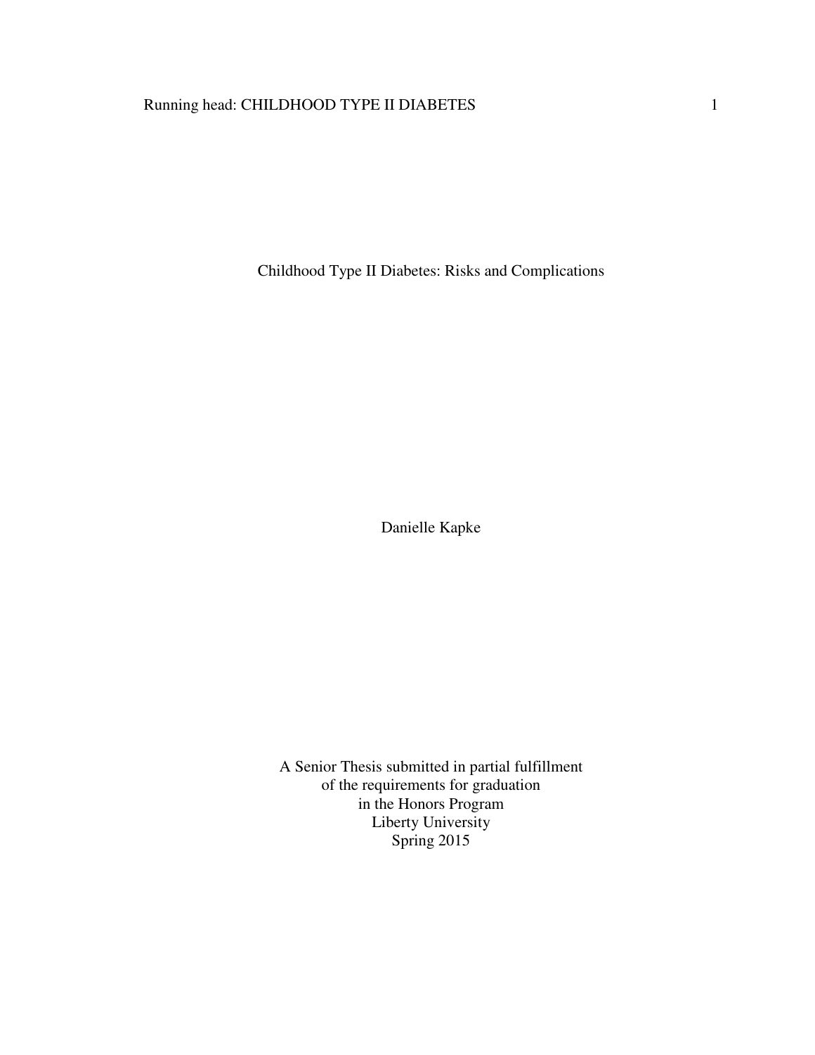# Childhood Type II Diabetes: Risks and Complications

Danielle Kapke

A Senior Thesis submitted in partial fulfillment
of the requirements for graduation
in the Honors Program
Liberty University
Spring 2015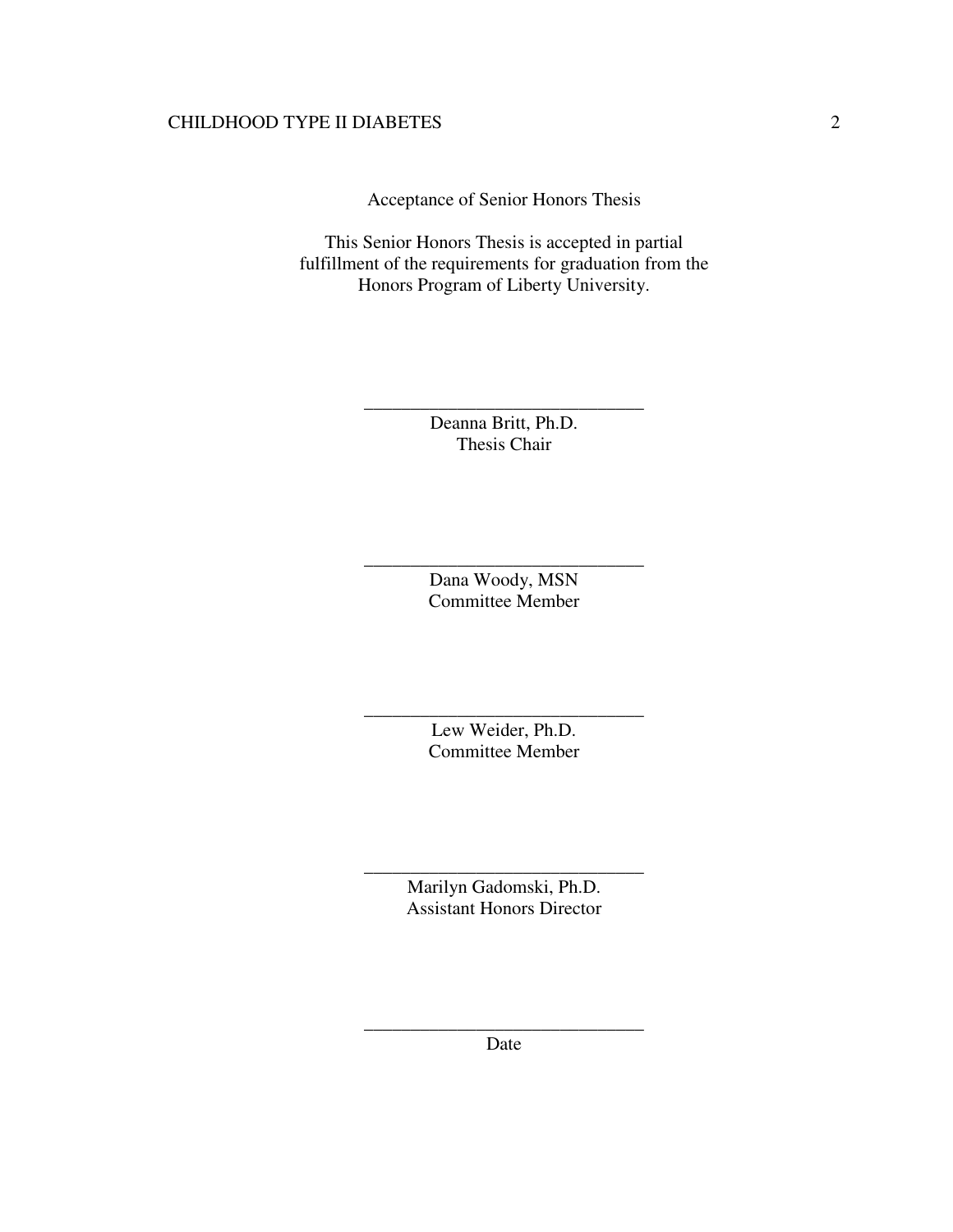Acceptance of Senior Honors Thesis

This Senior Honors Thesis is accepted in partial fulfillment of the requirements for graduation from the Honors Program of Liberty University.

______________________________
Deanna Britt, Ph.D.
Thesis Chair

______________________________
Dana Woody, MSN
Committee Member

______________________________
Lew Weider, Ph.D.
Committee Member

______________________________
Marilyn Gadomski, Ph.D.
Assistant Honors Director

______________________________
Date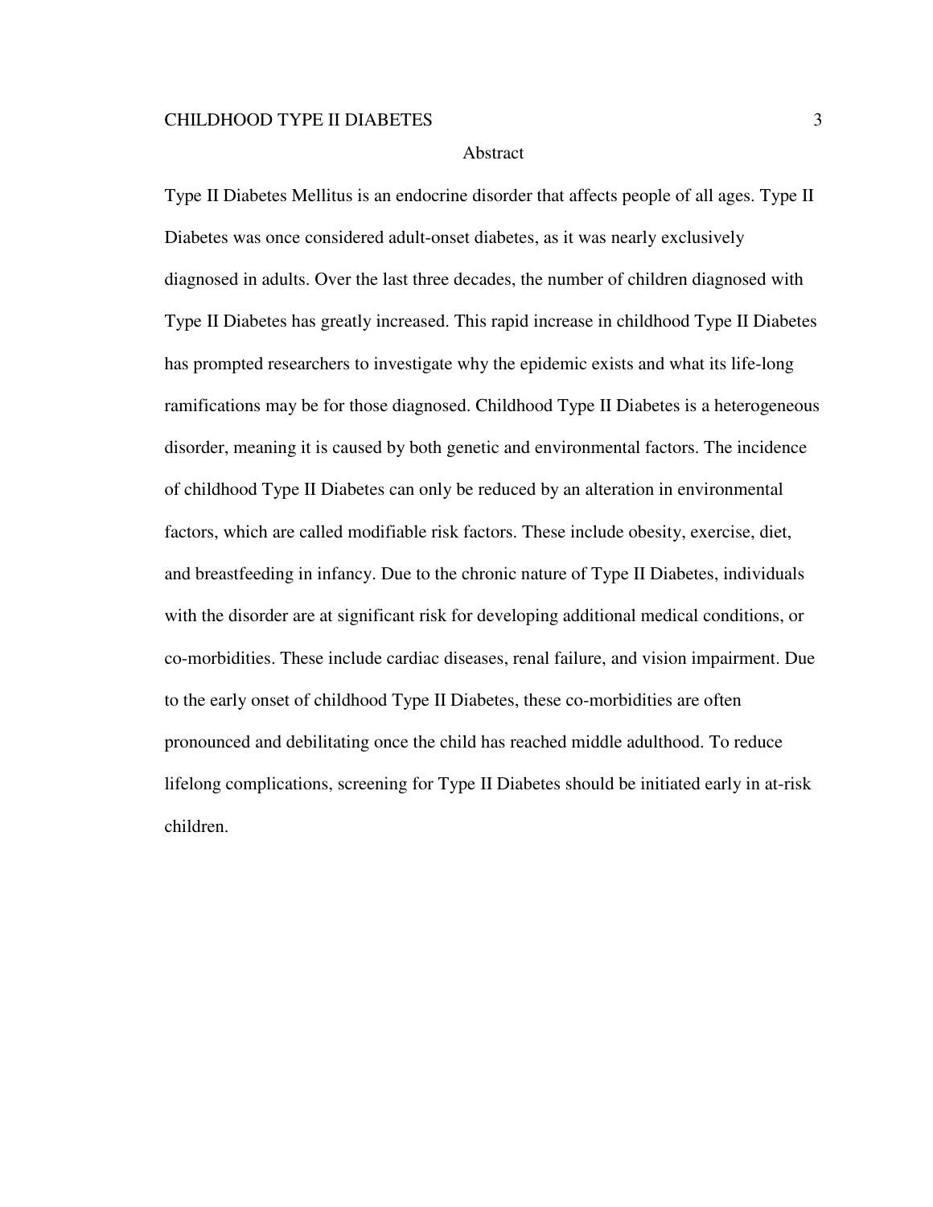## Abstract

Type II Diabetes Mellitus is an endocrine disorder that affects people of all ages. Type II Diabetes was once considered adult-onset diabetes, as it was nearly exclusively diagnosed in adults. Over the last three decades, the number of children diagnosed with Type II Diabetes has greatly increased. This rapid increase in childhood Type II Diabetes has prompted researchers to investigate why the epidemic exists and what its life-long ramifications may be for those diagnosed. Childhood Type II Diabetes is a heterogeneous disorder, meaning it is caused by both genetic and environmental factors. The incidence of childhood Type II Diabetes can only be reduced by an alteration in environmental factors, which are called modifiable risk factors. These include obesity, exercise, diet, and breastfeeding in infancy. Due to the chronic nature of Type II Diabetes, individuals with the disorder are at significant risk for developing additional medical conditions, or co-morbidities. These include cardiac diseases, renal failure, and vision impairment. Due to the early onset of childhood Type II Diabetes, these co-morbidities are often pronounced and debilitating once the child has reached middle adulthood. To reduce lifelong complications, screening for Type II Diabetes should be initiated early in at-risk children.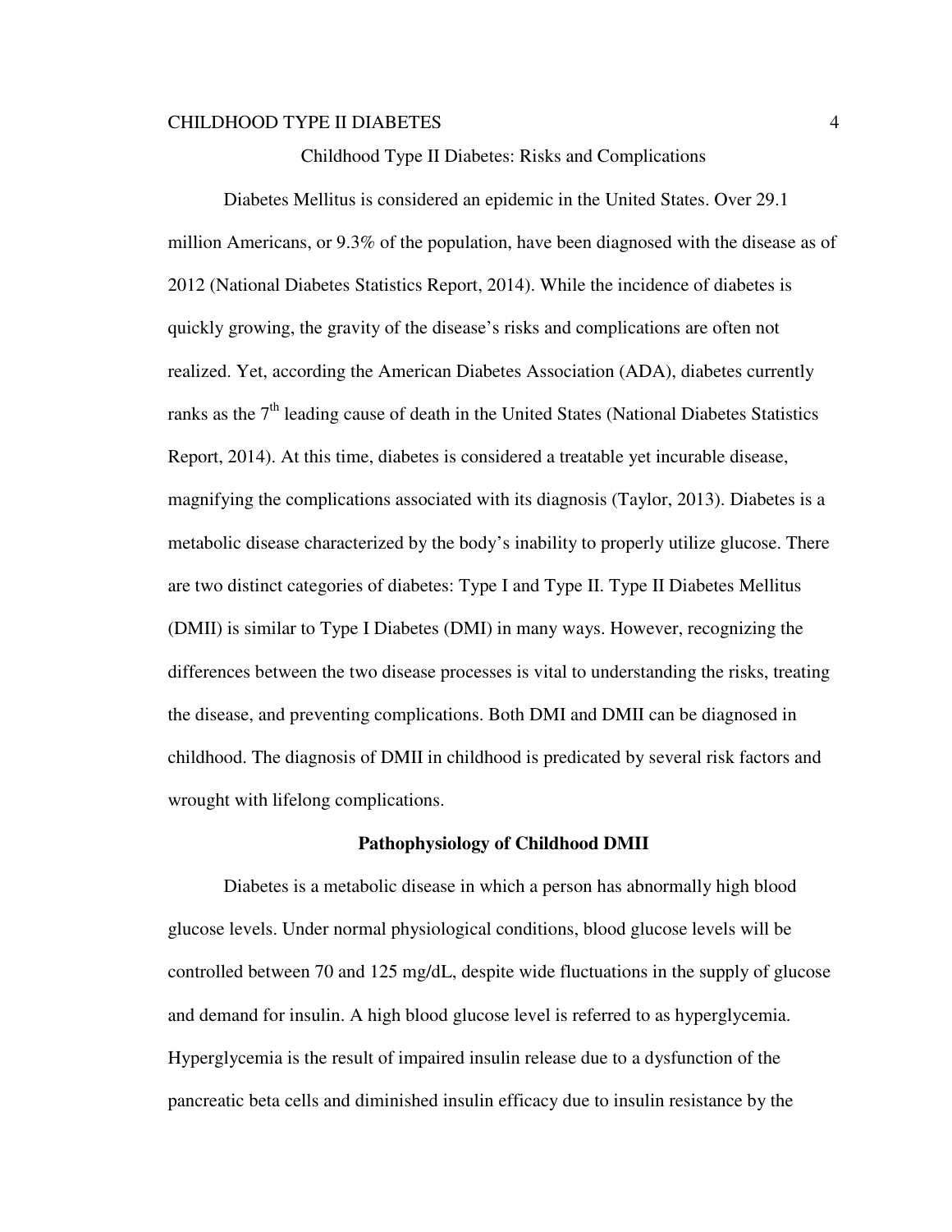# Childhood Type II Diabetes: Risks and Complications

Diabetes Mellitus is considered an epidemic in the United States. Over 29.1 million Americans, or 9.3% of the population, have been diagnosed with the disease as of 2012 (National Diabetes Statistics Report, 2014). While the incidence of diabetes is quickly growing, the gravity of the disease's risks and complications are often not realized. Yet, according the American Diabetes Association (ADA), diabetes currently ranks as the 7th leading cause of death in the United States (National Diabetes Statistics Report, 2014). At this time, diabetes is considered a treatable yet incurable disease, magnifying the complications associated with its diagnosis (Taylor, 2013). Diabetes is a metabolic disease characterized by the body's inability to properly utilize glucose. There are two distinct categories of diabetes: Type I and Type II. Type II Diabetes Mellitus (DMII) is similar to Type I Diabetes (DMI) in many ways. However, recognizing the differences between the two disease processes is vital to understanding the risks, treating the disease, and preventing complications. Both DMI and DMII can be diagnosed in childhood. The diagnosis of DMII in childhood is predicated by several risk factors and wrought with lifelong complications.

## Pathophysiology of Childhood DMII

Diabetes is a metabolic disease in which a person has abnormally high blood glucose levels. Under normal physiological conditions, blood glucose levels will be controlled between 70 and 125 mg/dL, despite wide fluctuations in the supply of glucose and demand for insulin. A high blood glucose level is referred to as hyperglycemia. Hyperglycemia is the result of impaired insulin release due to a dysfunction of the pancreatic beta cells and diminished insulin efficacy due to insulin resistance by the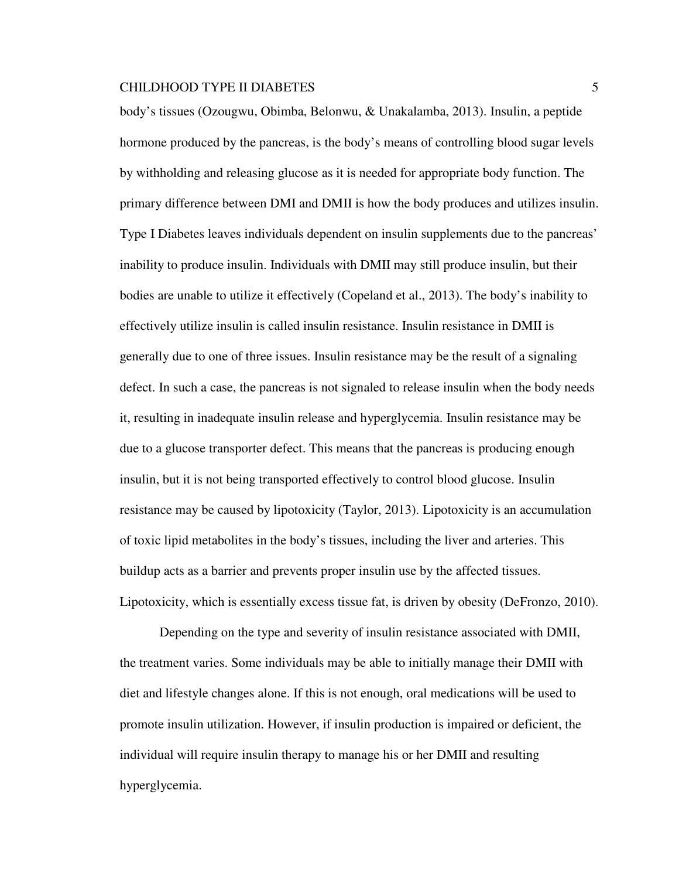body's tissues (Ozougwu, Obimba, Belonwu, & Unakalamba, 2013). Insulin, a peptide hormone produced by the pancreas, is the body's means of controlling blood sugar levels by withholding and releasing glucose as it is needed for appropriate body function. The primary difference between DMI and DMII is how the body produces and utilizes insulin. Type I Diabetes leaves individuals dependent on insulin supplements due to the pancreas' inability to produce insulin. Individuals with DMII may still produce insulin, but their bodies are unable to utilize it effectively (Copeland et al., 2013). The body's inability to effectively utilize insulin is called insulin resistance. Insulin resistance in DMII is generally due to one of three issues. Insulin resistance may be the result of a signaling defect. In such a case, the pancreas is not signaled to release insulin when the body needs it, resulting in inadequate insulin release and hyperglycemia. Insulin resistance may be due to a glucose transporter defect. This means that the pancreas is producing enough insulin, but it is not being transported effectively to control blood glucose. Insulin resistance may be caused by lipotoxicity (Taylor, 2013). Lipotoxicity is an accumulation of toxic lipid metabolites in the body's tissues, including the liver and arteries. This buildup acts as a barrier and prevents proper insulin use by the affected tissues. Lipotoxicity, which is essentially excess tissue fat, is driven by obesity (DeFronzo, 2010).

Depending on the type and severity of insulin resistance associated with DMII, the treatment varies. Some individuals may be able to initially manage their DMII with diet and lifestyle changes alone. If this is not enough, oral medications will be used to promote insulin utilization. However, if insulin production is impaired or deficient, the individual will require insulin therapy to manage his or her DMII and resulting hyperglycemia.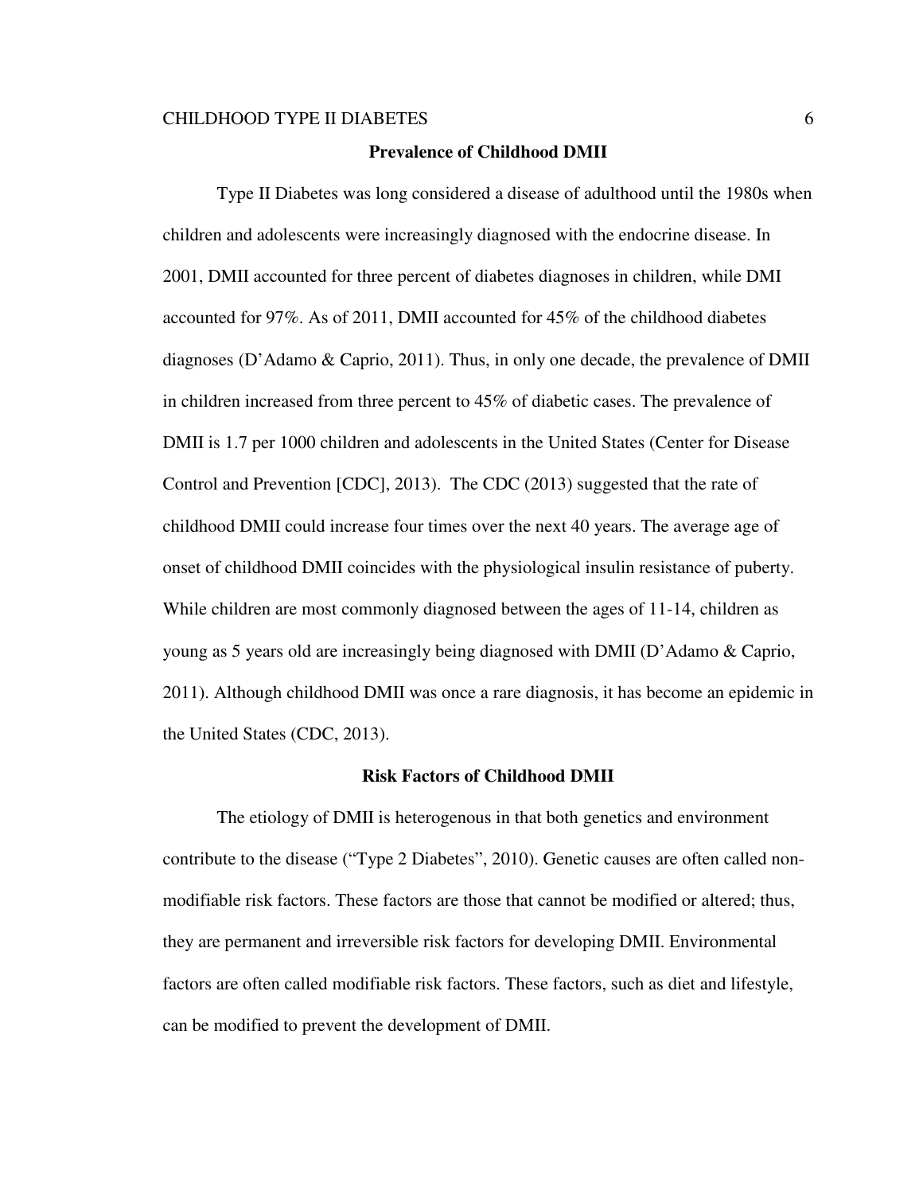## Prevalence of Childhood DMII

Type II Diabetes was long considered a disease of adulthood until the 1980s when children and adolescents were increasingly diagnosed with the endocrine disease. In 2001, DMII accounted for three percent of diabetes diagnoses in children, while DMI accounted for 97%. As of 2011, DMII accounted for 45% of the childhood diabetes diagnoses (D'Adamo & Caprio, 2011). Thus, in only one decade, the prevalence of DMII in children increased from three percent to 45% of diabetic cases. The prevalence of DMII is 1.7 per 1000 children and adolescents in the United States (Center for Disease Control and Prevention [CDC], 2013). The CDC (2013) suggested that the rate of childhood DMII could increase four times over the next 40 years. The average age of onset of childhood DMII coincides with the physiological insulin resistance of puberty. While children are most commonly diagnosed between the ages of 11-14, children as young as 5 years old are increasingly being diagnosed with DMII (D'Adamo & Caprio, 2011). Although childhood DMII was once a rare diagnosis, it has become an epidemic in the United States (CDC, 2013).

## Risk Factors of Childhood DMII

The etiology of DMII is heterogenous in that both genetics and environment contribute to the disease ("Type 2 Diabetes", 2010). Genetic causes are often called non-modifiable risk factors. These factors are those that cannot be modified or altered; thus, they are permanent and irreversible risk factors for developing DMII. Environmental factors are often called modifiable risk factors. These factors, such as diet and lifestyle, can be modified to prevent the development of DMII.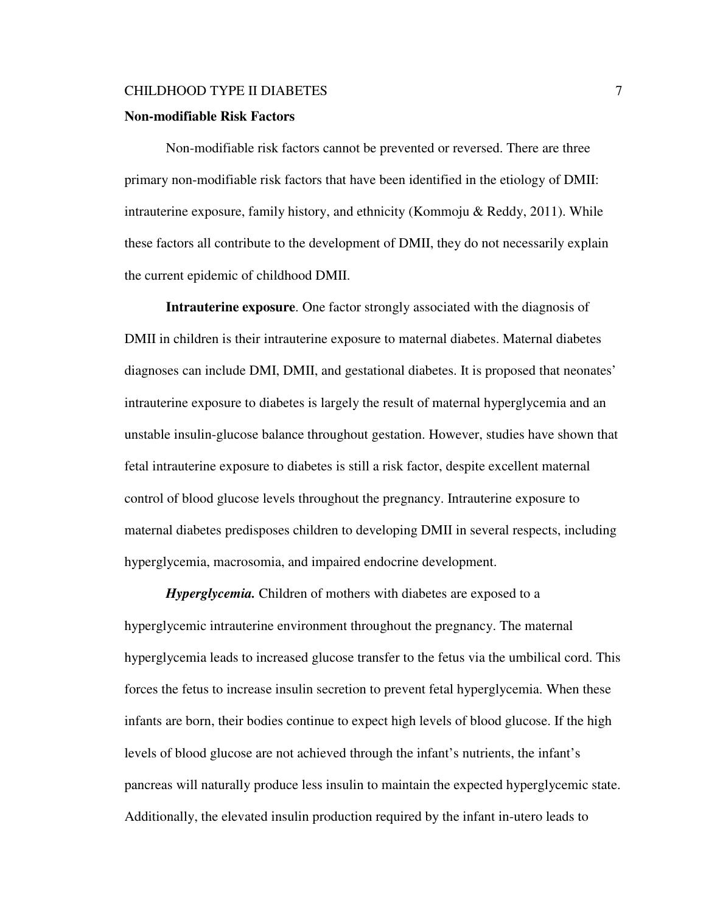## Non-modifiable Risk Factors

Non-modifiable risk factors cannot be prevented or reversed. There are three primary non-modifiable risk factors that have been identified in the etiology of DMII: intrauterine exposure, family history, and ethnicity (Kommoju & Reddy, 2011). While these factors all contribute to the development of DMII, they do not necessarily explain the current epidemic of childhood DMII.

**Intrauterine exposure**. One factor strongly associated with the diagnosis of DMII in children is their intrauterine exposure to maternal diabetes. Maternal diabetes diagnoses can include DMI, DMII, and gestational diabetes. It is proposed that neonates' intrauterine exposure to diabetes is largely the result of maternal hyperglycemia and an unstable insulin-glucose balance throughout gestation. However, studies have shown that fetal intrauterine exposure to diabetes is still a risk factor, despite excellent maternal control of blood glucose levels throughout the pregnancy. Intrauterine exposure to maternal diabetes predisposes children to developing DMII in several respects, including hyperglycemia, macrosomia, and impaired endocrine development.

***Hyperglycemia.*** Children of mothers with diabetes are exposed to a hyperglycemic intrauterine environment throughout the pregnancy. The maternal hyperglycemia leads to increased glucose transfer to the fetus via the umbilical cord. This forces the fetus to increase insulin secretion to prevent fetal hyperglycemia. When these infants are born, their bodies continue to expect high levels of blood glucose. If the high levels of blood glucose are not achieved through the infant's nutrients, the infant's pancreas will naturally produce less insulin to maintain the expected hyperglycemic state. Additionally, the elevated insulin production required by the infant in-utero leads to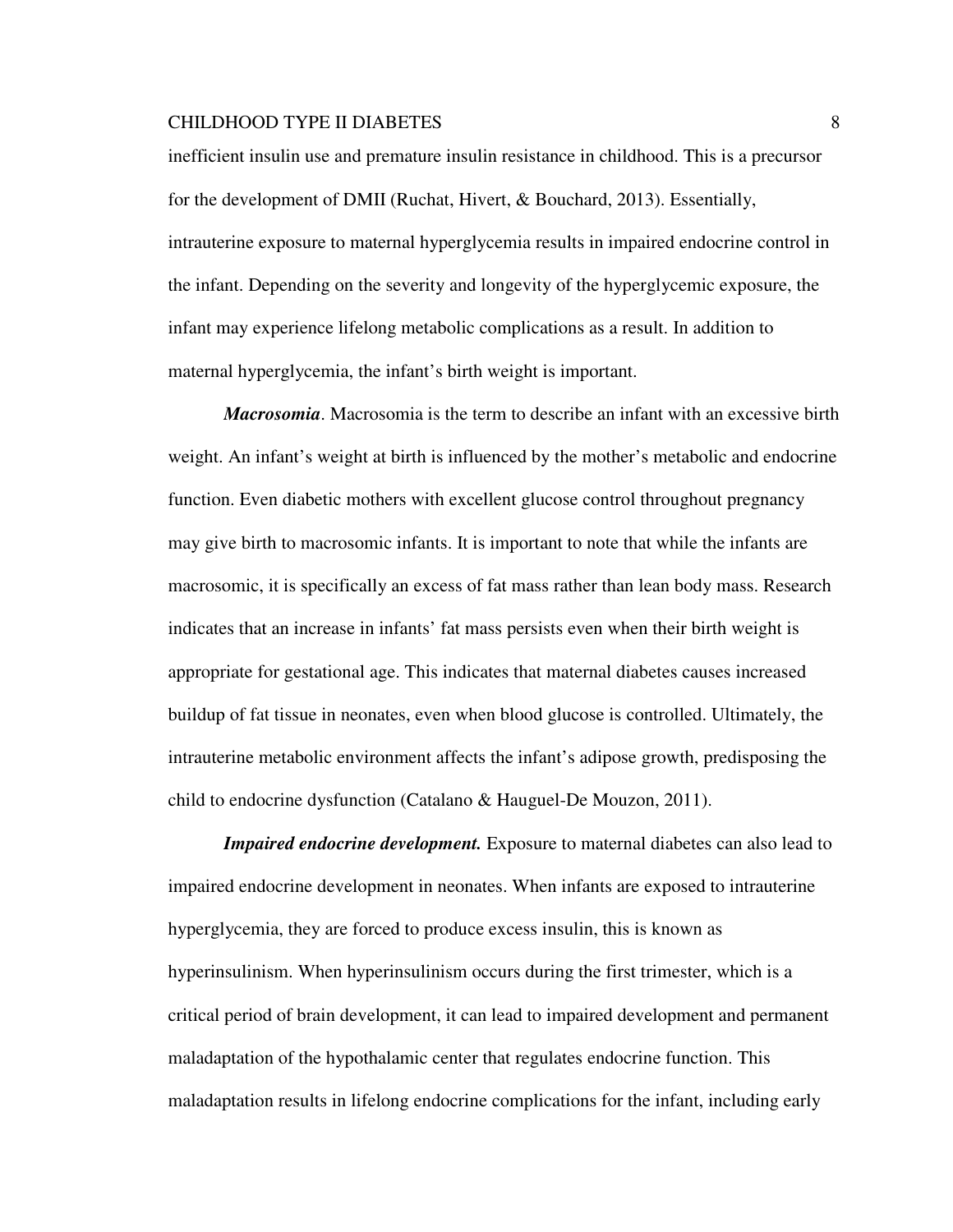inefficient insulin use and premature insulin resistance in childhood. This is a precursor for the development of DMII (Ruchat, Hivert, & Bouchard, 2013). Essentially, intrauterine exposure to maternal hyperglycemia results in impaired endocrine control in the infant. Depending on the severity and longevity of the hyperglycemic exposure, the infant may experience lifelong metabolic complications as a result. In addition to maternal hyperglycemia, the infant's birth weight is important.

***Macrosomia***. Macrosomia is the term to describe an infant with an excessive birth weight. An infant's weight at birth is influenced by the mother's metabolic and endocrine function. Even diabetic mothers with excellent glucose control throughout pregnancy may give birth to macrosomic infants. It is important to note that while the infants are macrosomic, it is specifically an excess of fat mass rather than lean body mass. Research indicates that an increase in infants' fat mass persists even when their birth weight is appropriate for gestational age. This indicates that maternal diabetes causes increased buildup of fat tissue in neonates, even when blood glucose is controlled. Ultimately, the intrauterine metabolic environment affects the infant's adipose growth, predisposing the child to endocrine dysfunction (Catalano & Hauguel-De Mouzon, 2011).

***Impaired endocrine development.*** Exposure to maternal diabetes can also lead to impaired endocrine development in neonates. When infants are exposed to intrauterine hyperglycemia, they are forced to produce excess insulin, this is known as hyperinsulinism. When hyperinsulinism occurs during the first trimester, which is a critical period of brain development, it can lead to impaired development and permanent maladaptation of the hypothalamic center that regulates endocrine function. This maladaptation results in lifelong endocrine complications for the infant, including early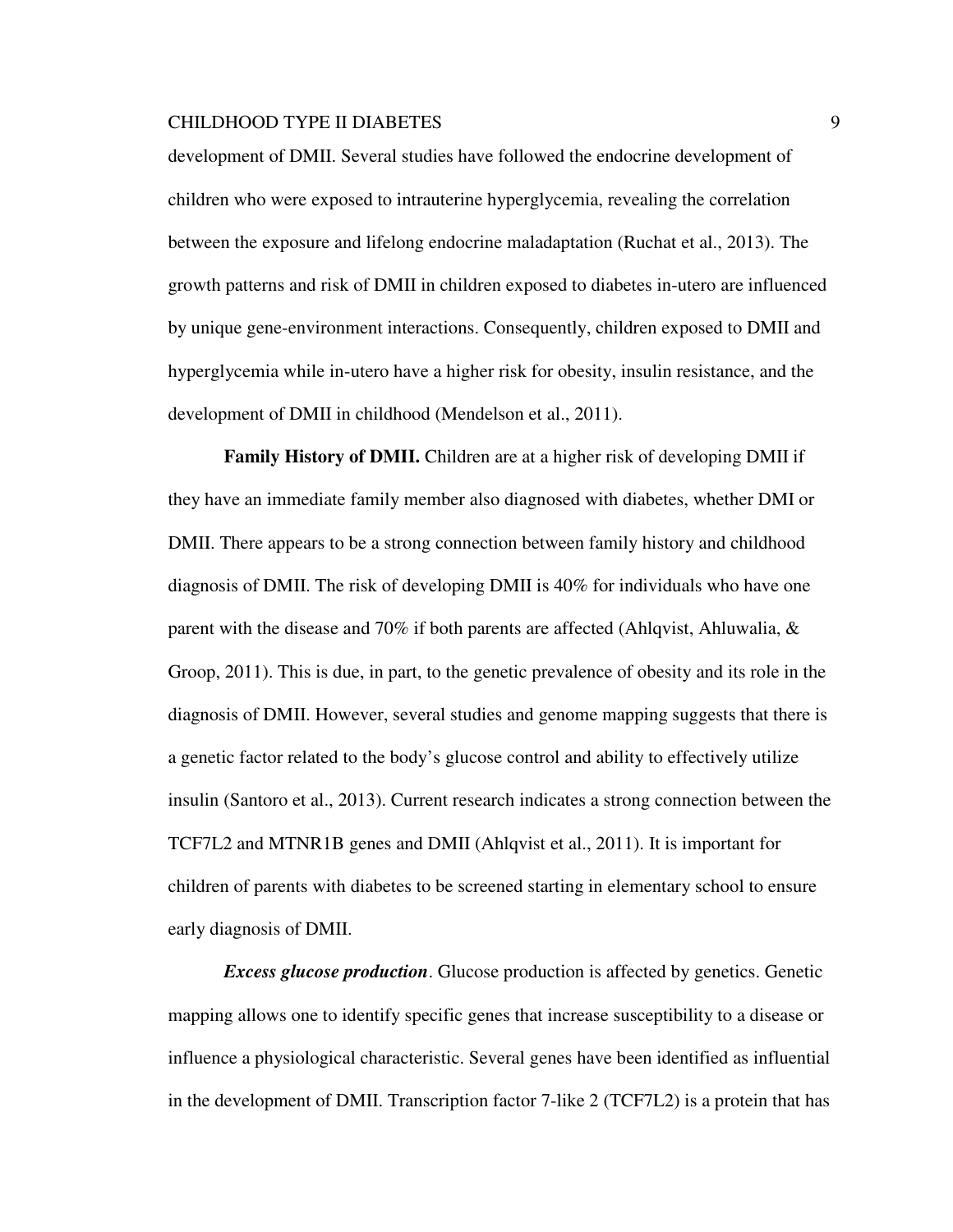development of DMII. Several studies have followed the endocrine development of children who were exposed to intrauterine hyperglycemia, revealing the correlation between the exposure and lifelong endocrine maladaptation (Ruchat et al., 2013). The growth patterns and risk of DMII in children exposed to diabetes in-utero are influenced by unique gene-environment interactions. Consequently, children exposed to DMII and hyperglycemia while in-utero have a higher risk for obesity, insulin resistance, and the development of DMII in childhood (Mendelson et al., 2011).

**Family History of DMII.** Children are at a higher risk of developing DMII if they have an immediate family member also diagnosed with diabetes, whether DMI or DMII. There appears to be a strong connection between family history and childhood diagnosis of DMII. The risk of developing DMII is 40% for individuals who have one parent with the disease and 70% if both parents are affected (Ahlqvist, Ahluwalia, & Groop, 2011). This is due, in part, to the genetic prevalence of obesity and its role in the diagnosis of DMII. However, several studies and genome mapping suggests that there is a genetic factor related to the body's glucose control and ability to effectively utilize insulin (Santoro et al., 2013). Current research indicates a strong connection between the TCF7L2 and MTNR1B genes and DMII (Ahlqvist et al., 2011). It is important for children of parents with diabetes to be screened starting in elementary school to ensure early diagnosis of DMII.

***Excess glucose production*.** Glucose production is affected by genetics. Genetic mapping allows one to identify specific genes that increase susceptibility to a disease or influence a physiological characteristic. Several genes have been identified as influential in the development of DMII. Transcription factor 7-like 2 (TCF7L2) is a protein that has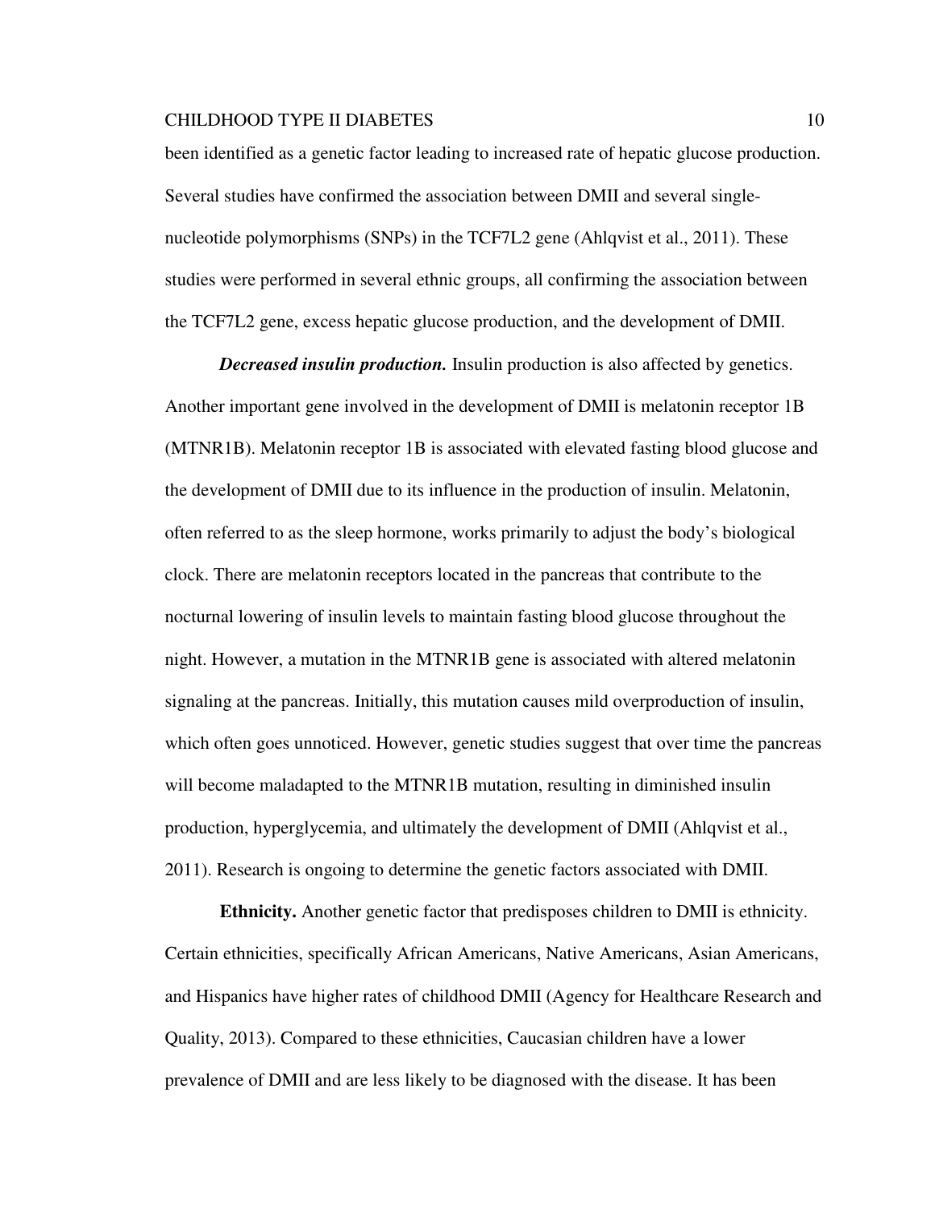been identified as a genetic factor leading to increased rate of hepatic glucose production. Several studies have confirmed the association between DMII and several single-nucleotide polymorphisms (SNPs) in the TCF7L2 gene (Ahlqvist et al., 2011). These studies were performed in several ethnic groups, all confirming the association between the TCF7L2 gene, excess hepatic glucose production, and the development of DMII.

***Decreased insulin production.*** Insulin production is also affected by genetics. Another important gene involved in the development of DMII is melatonin receptor 1B (MTNR1B). Melatonin receptor 1B is associated with elevated fasting blood glucose and the development of DMII due to its influence in the production of insulin. Melatonin, often referred to as the sleep hormone, works primarily to adjust the body's biological clock. There are melatonin receptors located in the pancreas that contribute to the nocturnal lowering of insulin levels to maintain fasting blood glucose throughout the night. However, a mutation in the MTNR1B gene is associated with altered melatonin signaling at the pancreas. Initially, this mutation causes mild overproduction of insulin, which often goes unnoticed. However, genetic studies suggest that over time the pancreas will become maladapted to the MTNR1B mutation, resulting in diminished insulin production, hyperglycemia, and ultimately the development of DMII (Ahlqvist et al., 2011). Research is ongoing to determine the genetic factors associated with DMII.

**Ethnicity.** Another genetic factor that predisposes children to DMII is ethnicity. Certain ethnicities, specifically African Americans, Native Americans, Asian Americans, and Hispanics have higher rates of childhood DMII (Agency for Healthcare Research and Quality, 2013). Compared to these ethnicities, Caucasian children have a lower prevalence of DMII and are less likely to be diagnosed with the disease. It has been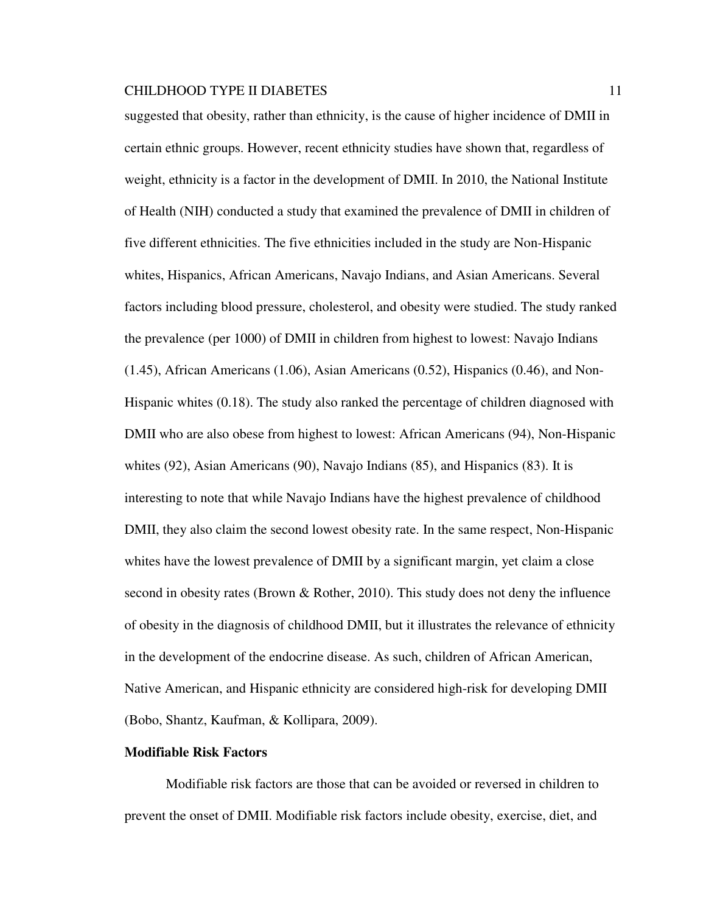suggested that obesity, rather than ethnicity, is the cause of higher incidence of DMII in certain ethnic groups. However, recent ethnicity studies have shown that, regardless of weight, ethnicity is a factor in the development of DMII. In 2010, the National Institute of Health (NIH) conducted a study that examined the prevalence of DMII in children of five different ethnicities. The five ethnicities included in the study are Non-Hispanic whites, Hispanics, African Americans, Navajo Indians, and Asian Americans. Several factors including blood pressure, cholesterol, and obesity were studied. The study ranked the prevalence (per 1000) of DMII in children from highest to lowest: Navajo Indians (1.45), African Americans (1.06), Asian Americans (0.52), Hispanics (0.46), and Non-Hispanic whites (0.18). The study also ranked the percentage of children diagnosed with DMII who are also obese from highest to lowest: African Americans (94), Non-Hispanic whites (92), Asian Americans (90), Navajo Indians (85), and Hispanics (83). It is interesting to note that while Navajo Indians have the highest prevalence of childhood DMII, they also claim the second lowest obesity rate. In the same respect, Non-Hispanic whites have the lowest prevalence of DMII by a significant margin, yet claim a close second in obesity rates (Brown & Rother, 2010). This study does not deny the influence of obesity in the diagnosis of childhood DMII, but it illustrates the relevance of ethnicity in the development of the endocrine disease. As such, children of African American, Native American, and Hispanic ethnicity are considered high-risk for developing DMII (Bobo, Shantz, Kaufman, & Kollipara, 2009).

**Modifiable Risk Factors**

Modifiable risk factors are those that can be avoided or reversed in children to prevent the onset of DMII. Modifiable risk factors include obesity, exercise, diet, and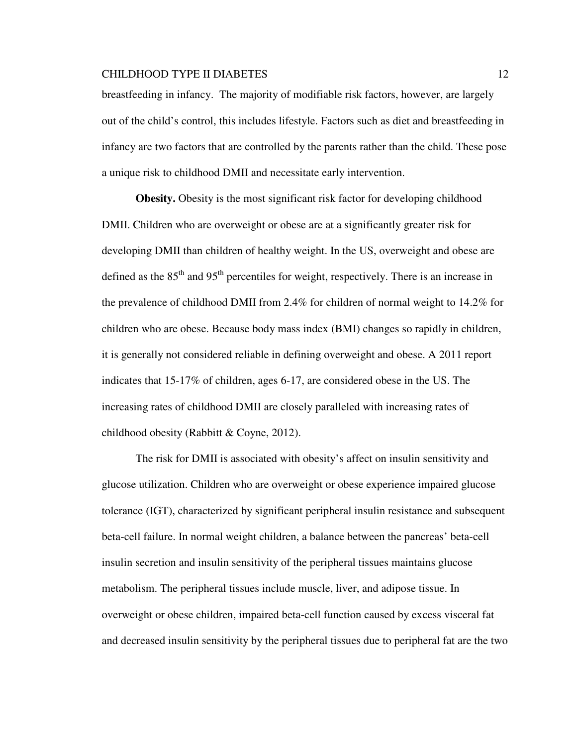breastfeeding in infancy. The majority of modifiable risk factors, however, are largely out of the child's control, this includes lifestyle. Factors such as diet and breastfeeding in infancy are two factors that are controlled by the parents rather than the child. These pose a unique risk to childhood DMII and necessitate early intervention.

**Obesity.** Obesity is the most significant risk factor for developing childhood DMII. Children who are overweight or obese are at a significantly greater risk for developing DMII than children of healthy weight. In the US, overweight and obese are defined as the 85th and 95th percentiles for weight, respectively. There is an increase in the prevalence of childhood DMII from 2.4% for children of normal weight to 14.2% for children who are obese. Because body mass index (BMI) changes so rapidly in children, it is generally not considered reliable in defining overweight and obese. A 2011 report indicates that 15-17% of children, ages 6-17, are considered obese in the US. The increasing rates of childhood DMII are closely paralleled with increasing rates of childhood obesity (Rabbitt & Coyne, 2012).

The risk for DMII is associated with obesity's affect on insulin sensitivity and glucose utilization. Children who are overweight or obese experience impaired glucose tolerance (IGT), characterized by significant peripheral insulin resistance and subsequent beta-cell failure. In normal weight children, a balance between the pancreas' beta-cell insulin secretion and insulin sensitivity of the peripheral tissues maintains glucose metabolism. The peripheral tissues include muscle, liver, and adipose tissue. In overweight or obese children, impaired beta-cell function caused by excess visceral fat and decreased insulin sensitivity by the peripheral tissues due to peripheral fat are the two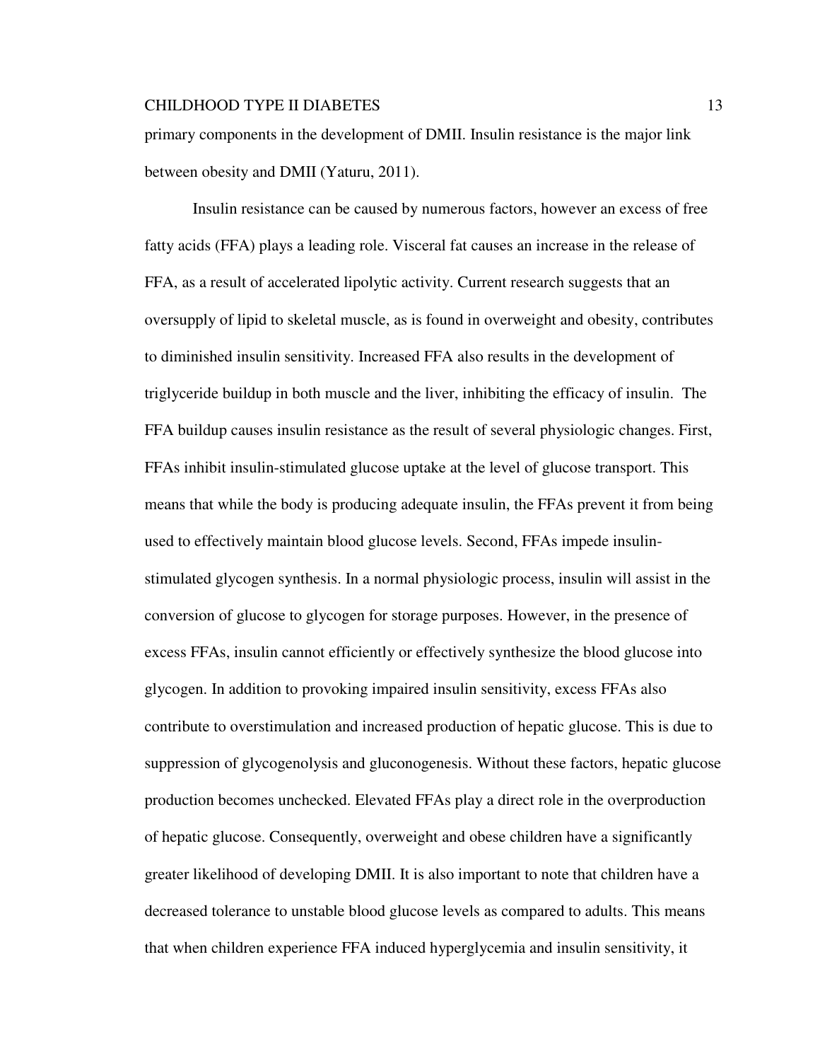primary components in the development of DMII. Insulin resistance is the major link between obesity and DMII (Yaturu, 2011).

Insulin resistance can be caused by numerous factors, however an excess of free fatty acids (FFA) plays a leading role. Visceral fat causes an increase in the release of FFA, as a result of accelerated lipolytic activity. Current research suggests that an oversupply of lipid to skeletal muscle, as is found in overweight and obesity, contributes to diminished insulin sensitivity. Increased FFA also results in the development of triglyceride buildup in both muscle and the liver, inhibiting the efficacy of insulin. The FFA buildup causes insulin resistance as the result of several physiologic changes. First, FFAs inhibit insulin-stimulated glucose uptake at the level of glucose transport. This means that while the body is producing adequate insulin, the FFAs prevent it from being used to effectively maintain blood glucose levels. Second, FFAs impede insulin-stimulated glycogen synthesis. In a normal physiologic process, insulin will assist in the conversion of glucose to glycogen for storage purposes. However, in the presence of excess FFAs, insulin cannot efficiently or effectively synthesize the blood glucose into glycogen. In addition to provoking impaired insulin sensitivity, excess FFAs also contribute to overstimulation and increased production of hepatic glucose. This is due to suppression of glycogenolysis and gluconogenesis. Without these factors, hepatic glucose production becomes unchecked. Elevated FFAs play a direct role in the overproduction of hepatic glucose. Consequently, overweight and obese children have a significantly greater likelihood of developing DMII. It is also important to note that children have a decreased tolerance to unstable blood glucose levels as compared to adults. This means that when children experience FFA induced hyperglycemia and insulin sensitivity, it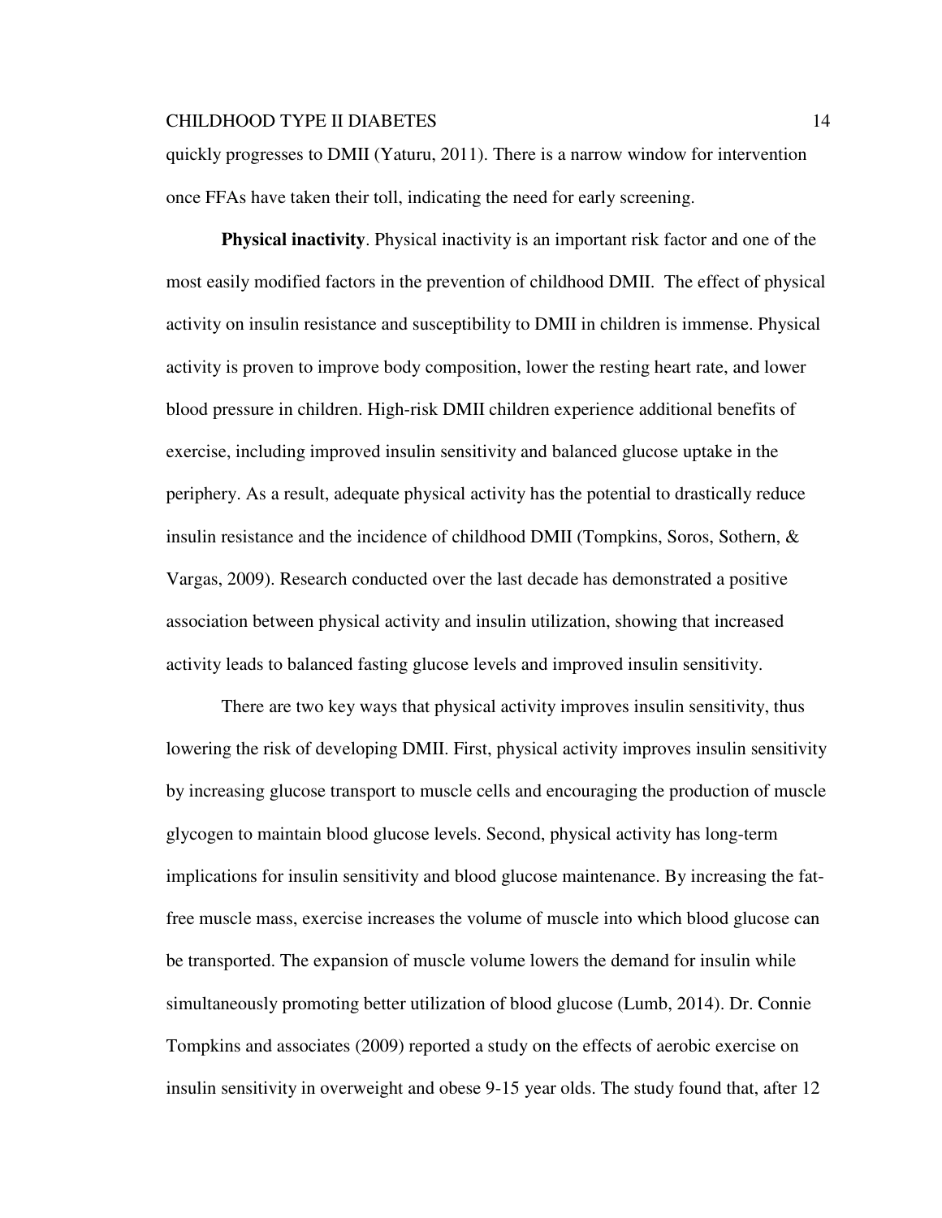quickly progresses to DMII (Yaturu, 2011). There is a narrow window for intervention once FFAs have taken their toll, indicating the need for early screening.

**Physical inactivity**. Physical inactivity is an important risk factor and one of the most easily modified factors in the prevention of childhood DMII. The effect of physical activity on insulin resistance and susceptibility to DMII in children is immense. Physical activity is proven to improve body composition, lower the resting heart rate, and lower blood pressure in children. High-risk DMII children experience additional benefits of exercise, including improved insulin sensitivity and balanced glucose uptake in the periphery. As a result, adequate physical activity has the potential to drastically reduce insulin resistance and the incidence of childhood DMII (Tompkins, Soros, Sothern, & Vargas, 2009). Research conducted over the last decade has demonstrated a positive association between physical activity and insulin utilization, showing that increased activity leads to balanced fasting glucose levels and improved insulin sensitivity.

There are two key ways that physical activity improves insulin sensitivity, thus lowering the risk of developing DMII. First, physical activity improves insulin sensitivity by increasing glucose transport to muscle cells and encouraging the production of muscle glycogen to maintain blood glucose levels. Second, physical activity has long-term implications for insulin sensitivity and blood glucose maintenance. By increasing the fat-free muscle mass, exercise increases the volume of muscle into which blood glucose can be transported. The expansion of muscle volume lowers the demand for insulin while simultaneously promoting better utilization of blood glucose (Lumb, 2014). Dr. Connie Tompkins and associates (2009) reported a study on the effects of aerobic exercise on insulin sensitivity in overweight and obese 9-15 year olds. The study found that, after 12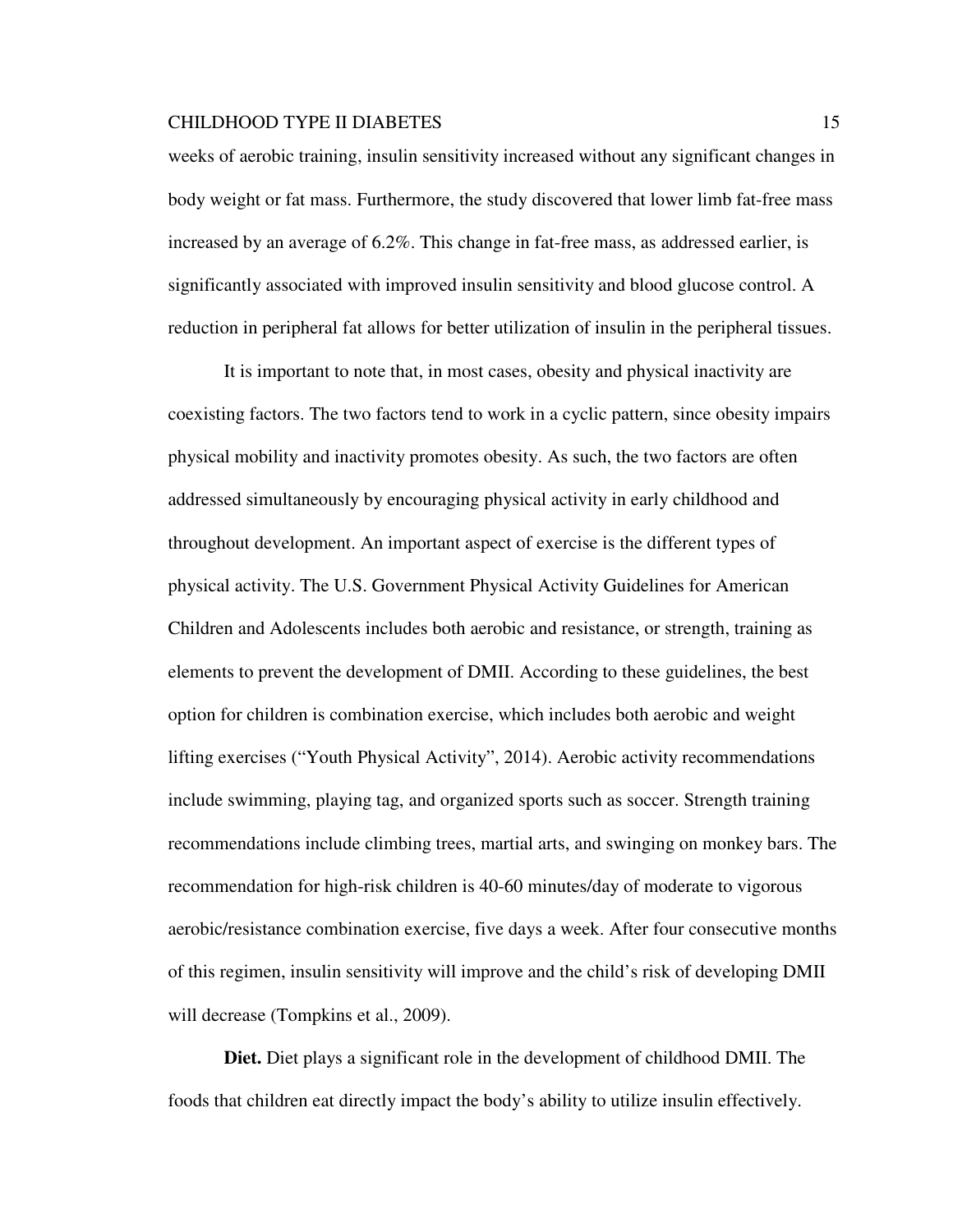weeks of aerobic training, insulin sensitivity increased without any significant changes in body weight or fat mass. Furthermore, the study discovered that lower limb fat-free mass increased by an average of 6.2%. This change in fat-free mass, as addressed earlier, is significantly associated with improved insulin sensitivity and blood glucose control. A reduction in peripheral fat allows for better utilization of insulin in the peripheral tissues.

It is important to note that, in most cases, obesity and physical inactivity are coexisting factors. The two factors tend to work in a cyclic pattern, since obesity impairs physical mobility and inactivity promotes obesity. As such, the two factors are often addressed simultaneously by encouraging physical activity in early childhood and throughout development. An important aspect of exercise is the different types of physical activity. The U.S. Government Physical Activity Guidelines for American Children and Adolescents includes both aerobic and resistance, or strength, training as elements to prevent the development of DMII. According to these guidelines, the best option for children is combination exercise, which includes both aerobic and weight lifting exercises ("Youth Physical Activity", 2014). Aerobic activity recommendations include swimming, playing tag, and organized sports such as soccer. Strength training recommendations include climbing trees, martial arts, and swinging on monkey bars. The recommendation for high-risk children is 40-60 minutes/day of moderate to vigorous aerobic/resistance combination exercise, five days a week. After four consecutive months of this regimen, insulin sensitivity will improve and the child's risk of developing DMII will decrease (Tompkins et al., 2009).

**Diet.** Diet plays a significant role in the development of childhood DMII. The foods that children eat directly impact the body's ability to utilize insulin effectively.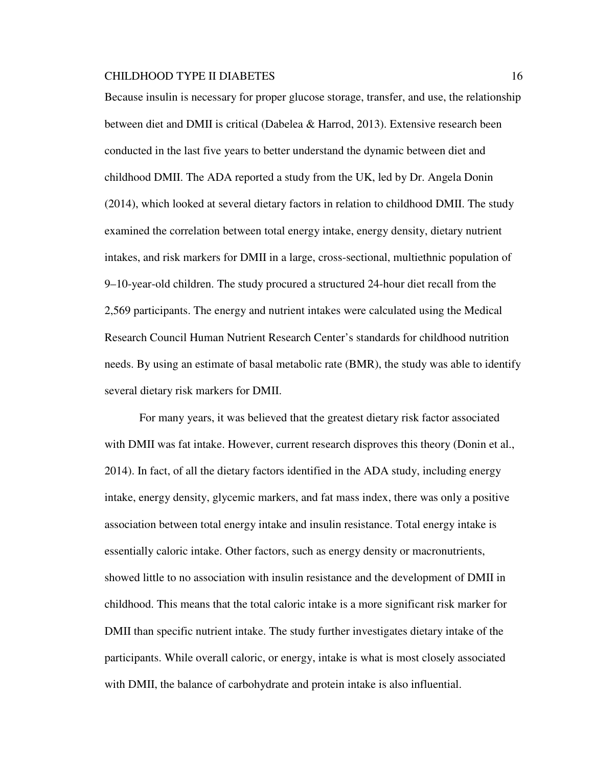Because insulin is necessary for proper glucose storage, transfer, and use, the relationship between diet and DMII is critical (Dabelea & Harrod, 2013). Extensive research been conducted in the last five years to better understand the dynamic between diet and childhood DMII. The ADA reported a study from the UK, led by Dr. Angela Donin (2014), which looked at several dietary factors in relation to childhood DMII. The study examined the correlation between total energy intake, energy density, dietary nutrient intakes, and risk markers for DMII in a large, cross-sectional, multiethnic population of 9–10-year-old children. The study procured a structured 24-hour diet recall from the 2,569 participants. The energy and nutrient intakes were calculated using the Medical Research Council Human Nutrient Research Center's standards for childhood nutrition needs. By using an estimate of basal metabolic rate (BMR), the study was able to identify several dietary risk markers for DMII.

For many years, it was believed that the greatest dietary risk factor associated with DMII was fat intake. However, current research disproves this theory (Donin et al., 2014). In fact, of all the dietary factors identified in the ADA study, including energy intake, energy density, glycemic markers, and fat mass index, there was only a positive association between total energy intake and insulin resistance. Total energy intake is essentially caloric intake. Other factors, such as energy density or macronutrients, showed little to no association with insulin resistance and the development of DMII in childhood. This means that the total caloric intake is a more significant risk marker for DMII than specific nutrient intake. The study further investigates dietary intake of the participants. While overall caloric, or energy, intake is what is most closely associated with DMII, the balance of carbohydrate and protein intake is also influential.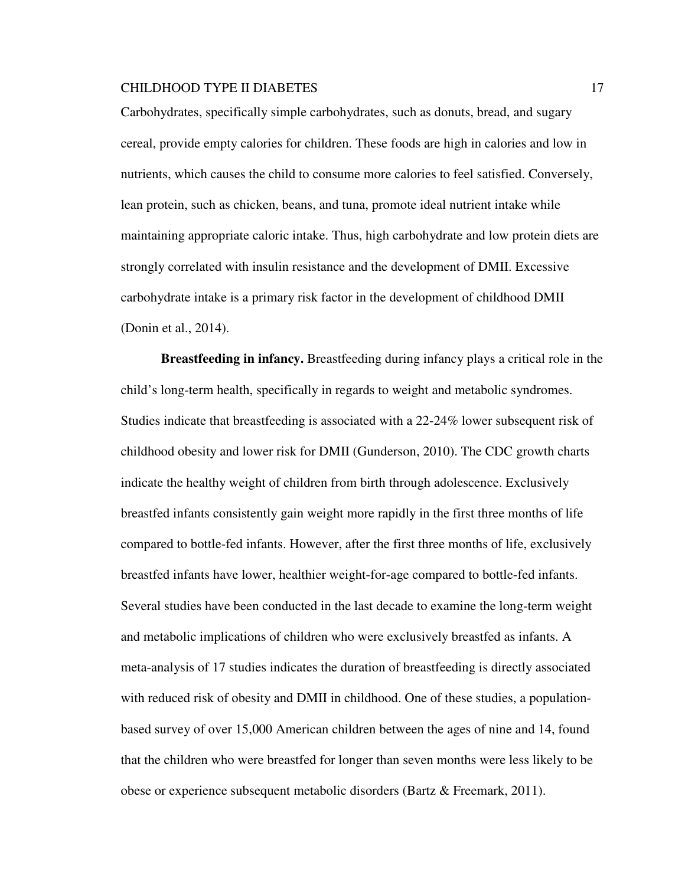Carbohydrates, specifically simple carbohydrates, such as donuts, bread, and sugary cereal, provide empty calories for children. These foods are high in calories and low in nutrients, which causes the child to consume more calories to feel satisfied. Conversely, lean protein, such as chicken, beans, and tuna, promote ideal nutrient intake while maintaining appropriate caloric intake. Thus, high carbohydrate and low protein diets are strongly correlated with insulin resistance and the development of DMII. Excessive carbohydrate intake is a primary risk factor in the development of childhood DMII (Donin et al., 2014).

**Breastfeeding in infancy.** Breastfeeding during infancy plays a critical role in the child's long-term health, specifically in regards to weight and metabolic syndromes. Studies indicate that breastfeeding is associated with a 22-24% lower subsequent risk of childhood obesity and lower risk for DMII (Gunderson, 2010). The CDC growth charts indicate the healthy weight of children from birth through adolescence. Exclusively breastfed infants consistently gain weight more rapidly in the first three months of life compared to bottle-fed infants. However, after the first three months of life, exclusively breastfed infants have lower, healthier weight-for-age compared to bottle-fed infants. Several studies have been conducted in the last decade to examine the long-term weight and metabolic implications of children who were exclusively breastfed as infants. A meta-analysis of 17 studies indicates the duration of breastfeeding is directly associated with reduced risk of obesity and DMII in childhood. One of these studies, a population-based survey of over 15,000 American children between the ages of nine and 14, found that the children who were breastfed for longer than seven months were less likely to be obese or experience subsequent metabolic disorders (Bartz & Freemark, 2011).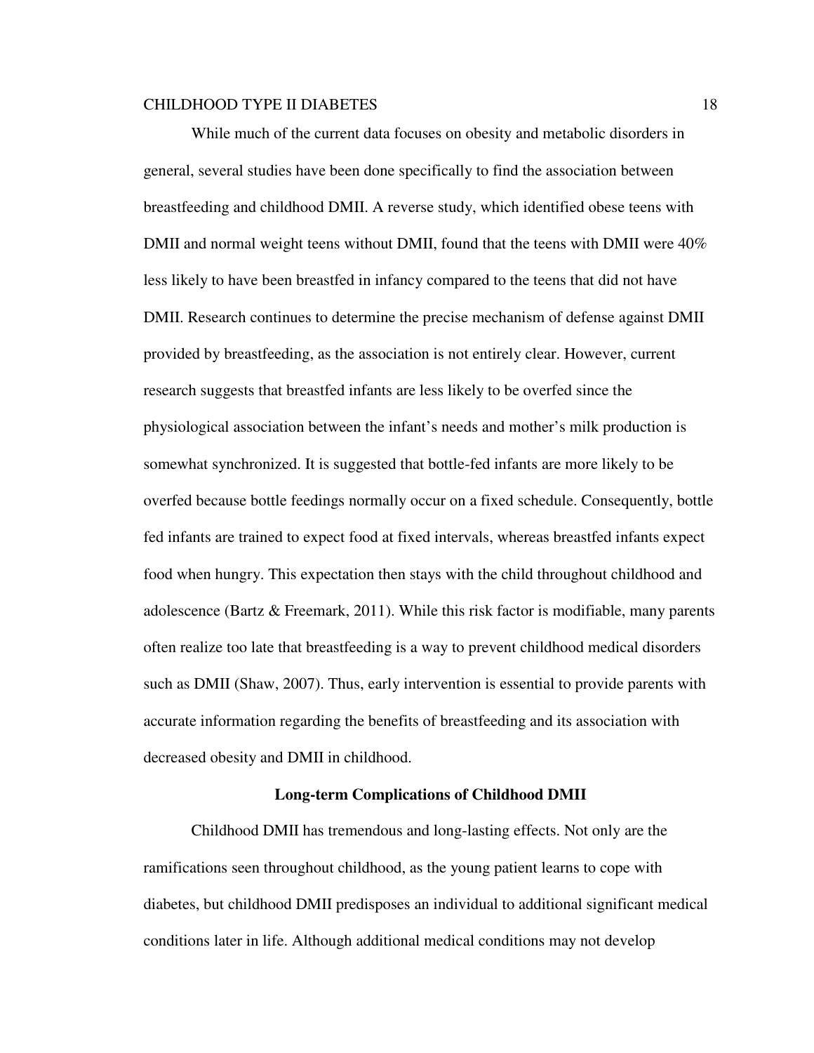While much of the current data focuses on obesity and metabolic disorders in general, several studies have been done specifically to find the association between breastfeeding and childhood DMII. A reverse study, which identified obese teens with DMII and normal weight teens without DMII, found that the teens with DMII were 40% less likely to have been breastfed in infancy compared to the teens that did not have DMII. Research continues to determine the precise mechanism of defense against DMII provided by breastfeeding, as the association is not entirely clear. However, current research suggests that breastfed infants are less likely to be overfed since the physiological association between the infant's needs and mother's milk production is somewhat synchronized. It is suggested that bottle-fed infants are more likely to be overfed because bottle feedings normally occur on a fixed schedule. Consequently, bottle fed infants are trained to expect food at fixed intervals, whereas breastfed infants expect food when hungry. This expectation then stays with the child throughout childhood and adolescence (Bartz & Freemark, 2011). While this risk factor is modifiable, many parents often realize too late that breastfeeding is a way to prevent childhood medical disorders such as DMII (Shaw, 2007). Thus, early intervention is essential to provide parents with accurate information regarding the benefits of breastfeeding and its association with decreased obesity and DMII in childhood.

## Long-term Complications of Childhood DMII

Childhood DMII has tremendous and long-lasting effects. Not only are the ramifications seen throughout childhood, as the young patient learns to cope with diabetes, but childhood DMII predisposes an individual to additional significant medical conditions later in life. Although additional medical conditions may not develop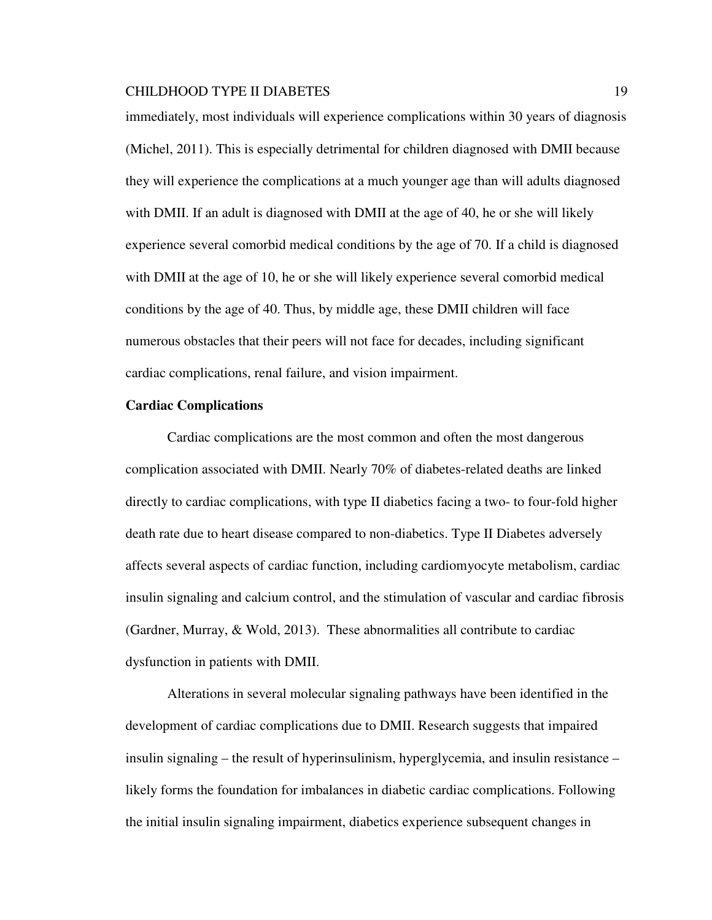immediately, most individuals will experience complications within 30 years of diagnosis (Michel, 2011). This is especially detrimental for children diagnosed with DMII because they will experience the complications at a much younger age than will adults diagnosed with DMII. If an adult is diagnosed with DMII at the age of 40, he or she will likely experience several comorbid medical conditions by the age of 70. If a child is diagnosed with DMII at the age of 10, he or she will likely experience several comorbid medical conditions by the age of 40. Thus, by middle age, these DMII children will face numerous obstacles that their peers will not face for decades, including significant cardiac complications, renal failure, and vision impairment.

**Cardiac Complications**

Cardiac complications are the most common and often the most dangerous complication associated with DMII. Nearly 70% of diabetes-related deaths are linked directly to cardiac complications, with type II diabetics facing a two- to four-fold higher death rate due to heart disease compared to non-diabetics. Type II Diabetes adversely affects several aspects of cardiac function, including cardiomyocyte metabolism, cardiac insulin signaling and calcium control, and the stimulation of vascular and cardiac fibrosis (Gardner, Murray, & Wold, 2013). These abnormalities all contribute to cardiac dysfunction in patients with DMII.

Alterations in several molecular signaling pathways have been identified in the development of cardiac complications due to DMII. Research suggests that impaired insulin signaling – the result of hyperinsulinism, hyperglycemia, and insulin resistance – likely forms the foundation for imbalances in diabetic cardiac complications. Following the initial insulin signaling impairment, diabetics experience subsequent changes in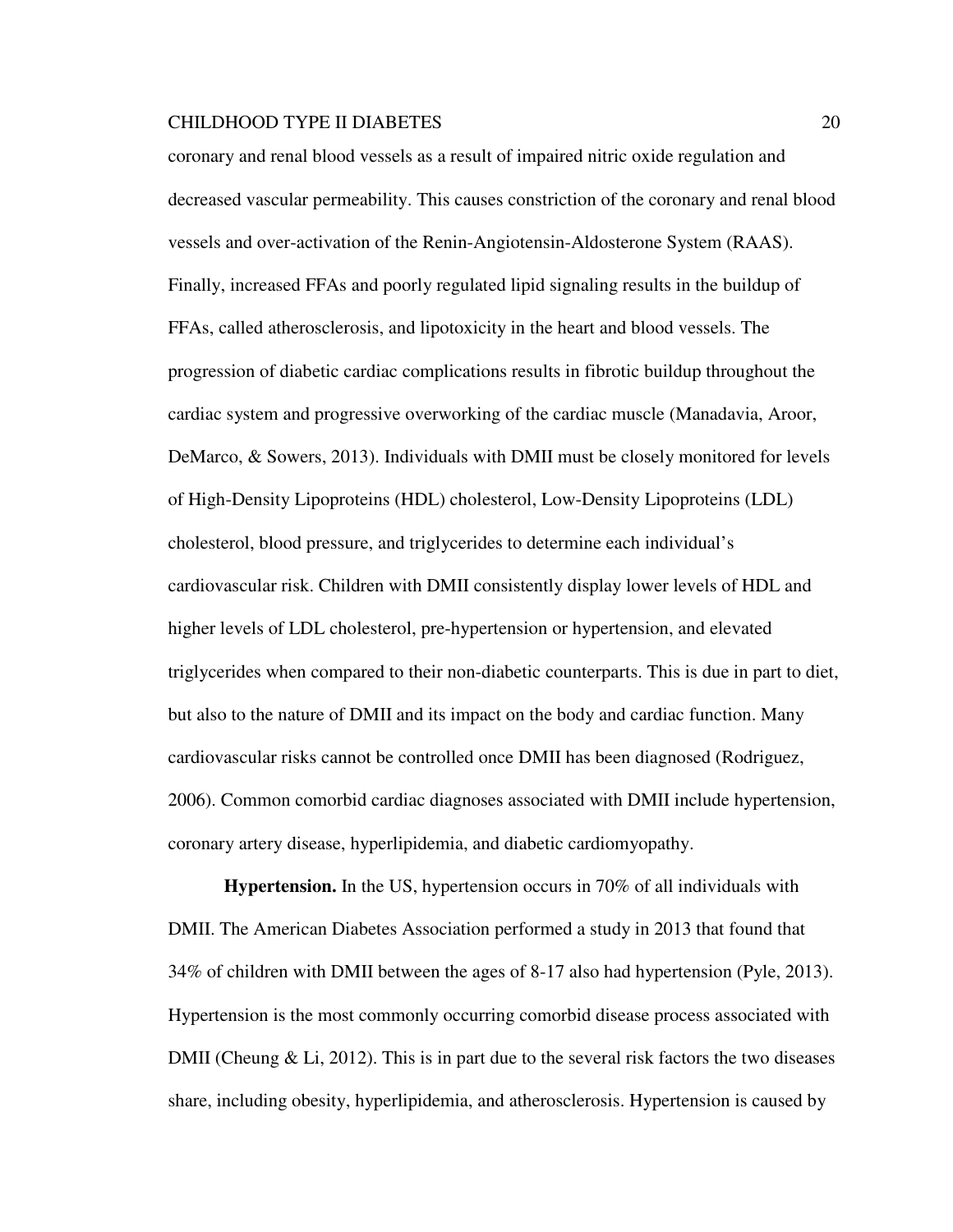coronary and renal blood vessels as a result of impaired nitric oxide regulation and decreased vascular permeability. This causes constriction of the coronary and renal blood vessels and over-activation of the Renin-Angiotensin-Aldosterone System (RAAS). Finally, increased FFAs and poorly regulated lipid signaling results in the buildup of FFAs, called atherosclerosis, and lipotoxicity in the heart and blood vessels. The progression of diabetic cardiac complications results in fibrotic buildup throughout the cardiac system and progressive overworking of the cardiac muscle (Manadavia, Aroor, DeMarco, & Sowers, 2013). Individuals with DMII must be closely monitored for levels of High-Density Lipoproteins (HDL) cholesterol, Low-Density Lipoproteins (LDL) cholesterol, blood pressure, and triglycerides to determine each individual's cardiovascular risk. Children with DMII consistently display lower levels of HDL and higher levels of LDL cholesterol, pre-hypertension or hypertension, and elevated triglycerides when compared to their non-diabetic counterparts. This is due in part to diet, but also to the nature of DMII and its impact on the body and cardiac function. Many cardiovascular risks cannot be controlled once DMII has been diagnosed (Rodriguez, 2006). Common comorbid cardiac diagnoses associated with DMII include hypertension, coronary artery disease, hyperlipidemia, and diabetic cardiomyopathy.

**Hypertension.** In the US, hypertension occurs in 70% of all individuals with DMII. The American Diabetes Association performed a study in 2013 that found that 34% of children with DMII between the ages of 8-17 also had hypertension (Pyle, 2013). Hypertension is the most commonly occurring comorbid disease process associated with DMII (Cheung & Li, 2012). This is in part due to the several risk factors the two diseases share, including obesity, hyperlipidemia, and atherosclerosis. Hypertension is caused by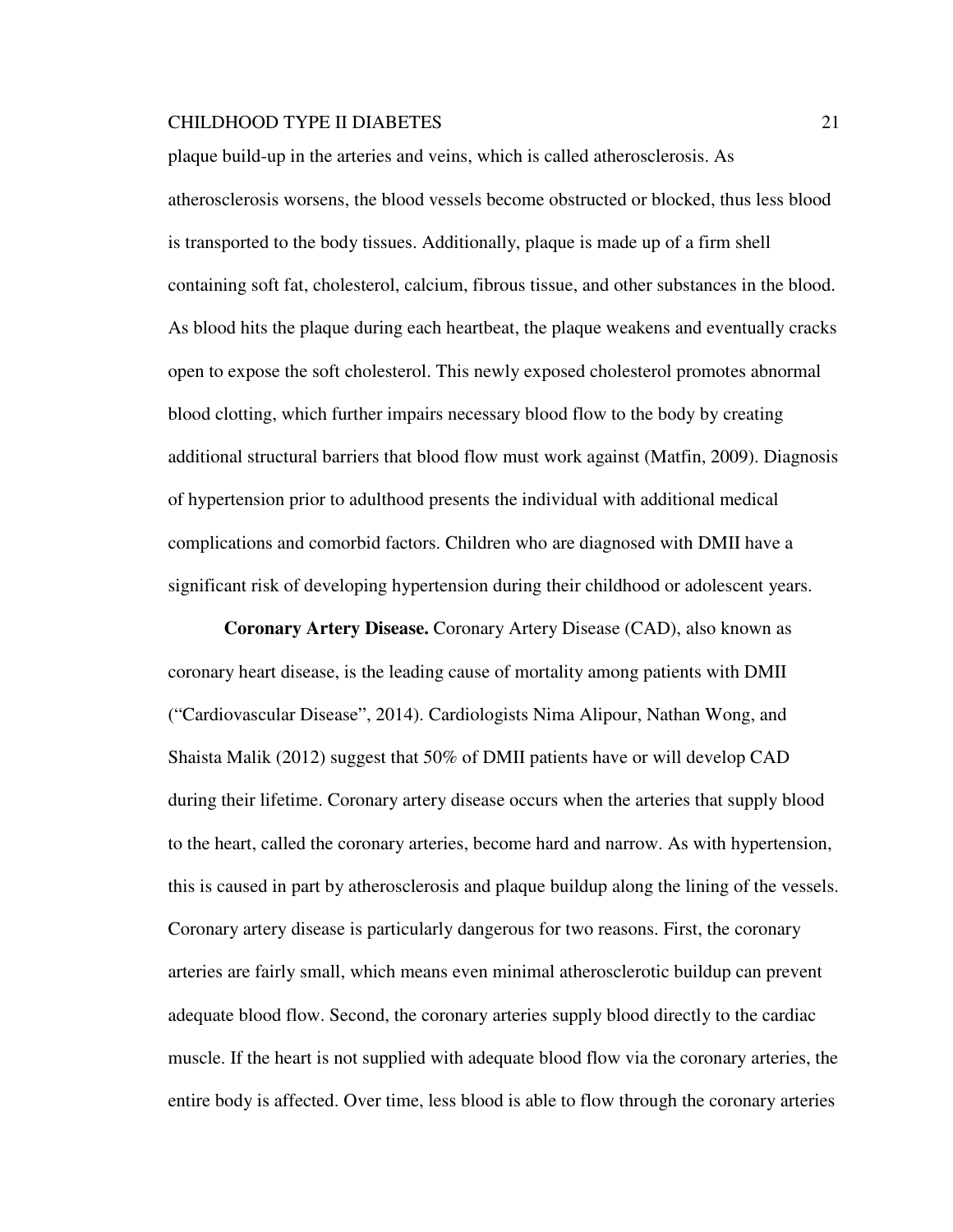plaque build-up in the arteries and veins, which is called atherosclerosis. As atherosclerosis worsens, the blood vessels become obstructed or blocked, thus less blood is transported to the body tissues. Additionally, plaque is made up of a firm shell containing soft fat, cholesterol, calcium, fibrous tissue, and other substances in the blood. As blood hits the plaque during each heartbeat, the plaque weakens and eventually cracks open to expose the soft cholesterol. This newly exposed cholesterol promotes abnormal blood clotting, which further impairs necessary blood flow to the body by creating additional structural barriers that blood flow must work against (Matfin, 2009). Diagnosis of hypertension prior to adulthood presents the individual with additional medical complications and comorbid factors. Children who are diagnosed with DMII have a significant risk of developing hypertension during their childhood or adolescent years.

**Coronary Artery Disease.** Coronary Artery Disease (CAD), also known as coronary heart disease, is the leading cause of mortality among patients with DMII ("Cardiovascular Disease", 2014). Cardiologists Nima Alipour, Nathan Wong, and Shaista Malik (2012) suggest that 50% of DMII patients have or will develop CAD during their lifetime. Coronary artery disease occurs when the arteries that supply blood to the heart, called the coronary arteries, become hard and narrow. As with hypertension, this is caused in part by atherosclerosis and plaque buildup along the lining of the vessels. Coronary artery disease is particularly dangerous for two reasons. First, the coronary arteries are fairly small, which means even minimal atherosclerotic buildup can prevent adequate blood flow. Second, the coronary arteries supply blood directly to the cardiac muscle. If the heart is not supplied with adequate blood flow via the coronary arteries, the entire body is affected. Over time, less blood is able to flow through the coronary arteries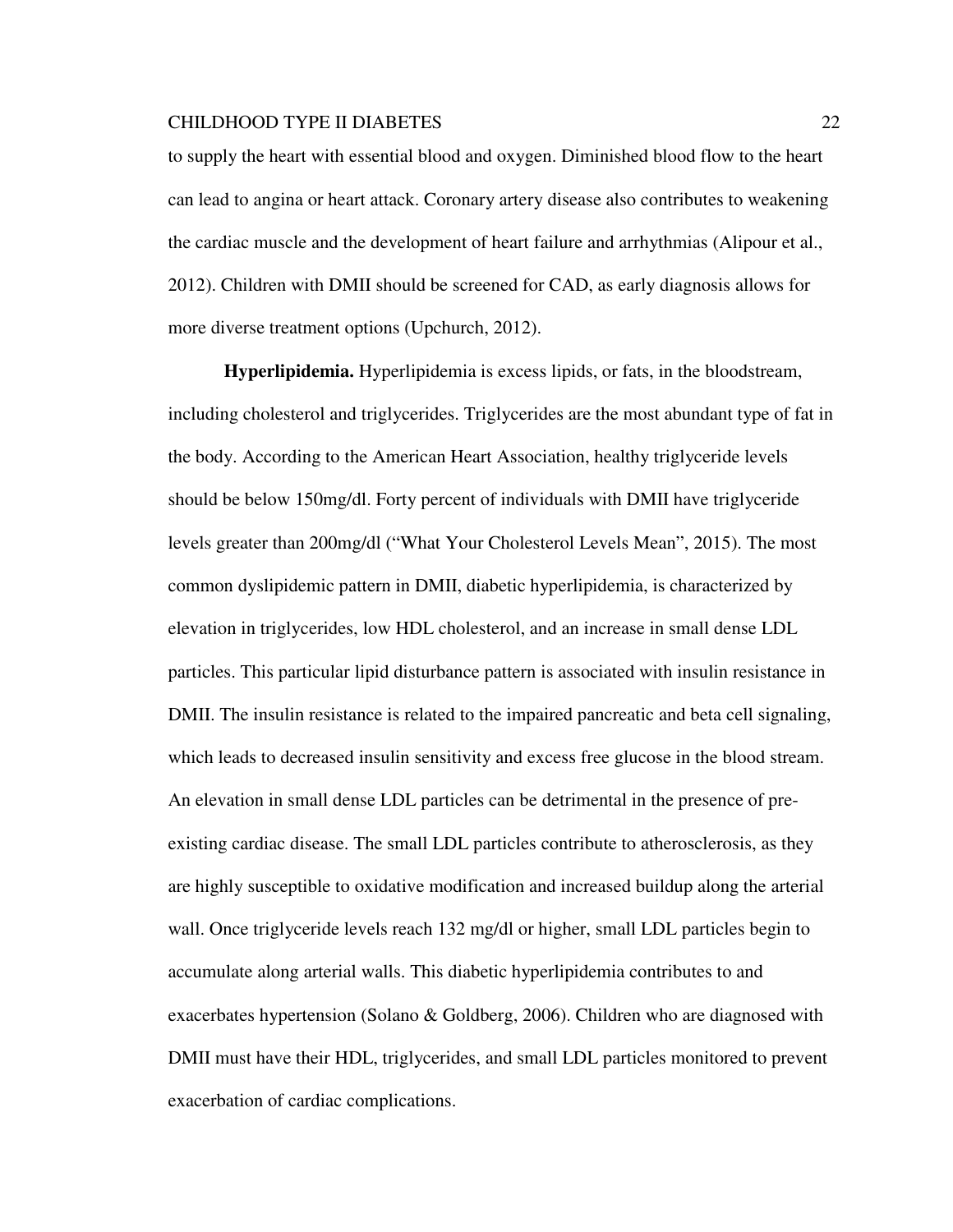to supply the heart with essential blood and oxygen. Diminished blood flow to the heart can lead to angina or heart attack. Coronary artery disease also contributes to weakening the cardiac muscle and the development of heart failure and arrhythmias (Alipour et al., 2012). Children with DMII should be screened for CAD, as early diagnosis allows for more diverse treatment options (Upchurch, 2012).

**Hyperlipidemia.** Hyperlipidemia is excess lipids, or fats, in the bloodstream, including cholesterol and triglycerides. Triglycerides are the most abundant type of fat in the body. According to the American Heart Association, healthy triglyceride levels should be below 150mg/dl. Forty percent of individuals with DMII have triglyceride levels greater than 200mg/dl ("What Your Cholesterol Levels Mean", 2015). The most common dyslipidemic pattern in DMII, diabetic hyperlipidemia, is characterized by elevation in triglycerides, low HDL cholesterol, and an increase in small dense LDL particles. This particular lipid disturbance pattern is associated with insulin resistance in DMII. The insulin resistance is related to the impaired pancreatic and beta cell signaling, which leads to decreased insulin sensitivity and excess free glucose in the blood stream. An elevation in small dense LDL particles can be detrimental in the presence of pre-existing cardiac disease. The small LDL particles contribute to atherosclerosis, as they are highly susceptible to oxidative modification and increased buildup along the arterial wall. Once triglyceride levels reach 132 mg/dl or higher, small LDL particles begin to accumulate along arterial walls. This diabetic hyperlipidemia contributes to and exacerbates hypertension (Solano & Goldberg, 2006). Children who are diagnosed with DMII must have their HDL, triglycerides, and small LDL particles monitored to prevent exacerbation of cardiac complications.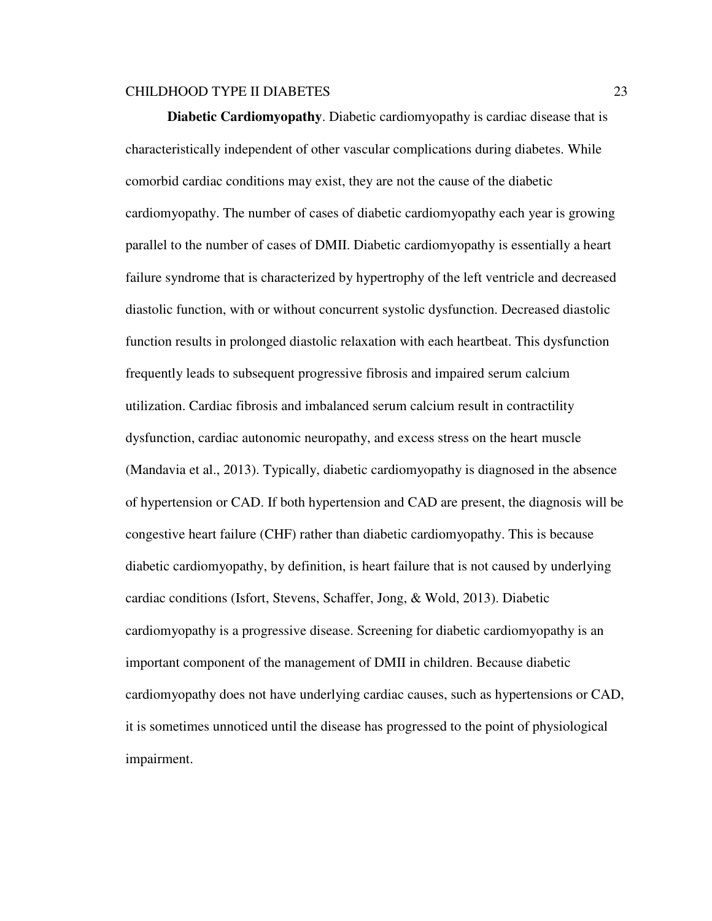**Diabetic Cardiomyopathy**. Diabetic cardiomyopathy is cardiac disease that is characteristically independent of other vascular complications during diabetes. While comorbid cardiac conditions may exist, they are not the cause of the diabetic cardiomyopathy. The number of cases of diabetic cardiomyopathy each year is growing parallel to the number of cases of DMII. Diabetic cardiomyopathy is essentially a heart failure syndrome that is characterized by hypertrophy of the left ventricle and decreased diastolic function, with or without concurrent systolic dysfunction. Decreased diastolic function results in prolonged diastolic relaxation with each heartbeat. This dysfunction frequently leads to subsequent progressive fibrosis and impaired serum calcium utilization. Cardiac fibrosis and imbalanced serum calcium result in contractility dysfunction, cardiac autonomic neuropathy, and excess stress on the heart muscle (Mandavia et al., 2013). Typically, diabetic cardiomyopathy is diagnosed in the absence of hypertension or CAD. If both hypertension and CAD are present, the diagnosis will be congestive heart failure (CHF) rather than diabetic cardiomyopathy. This is because diabetic cardiomyopathy, by definition, is heart failure that is not caused by underlying cardiac conditions (Isfort, Stevens, Schaffer, Jong, & Wold, 2013). Diabetic cardiomyopathy is a progressive disease. Screening for diabetic cardiomyopathy is an important component of the management of DMII in children. Because diabetic cardiomyopathy does not have underlying cardiac causes, such as hypertensions or CAD, it is sometimes unnoticed until the disease has progressed to the point of physiological impairment.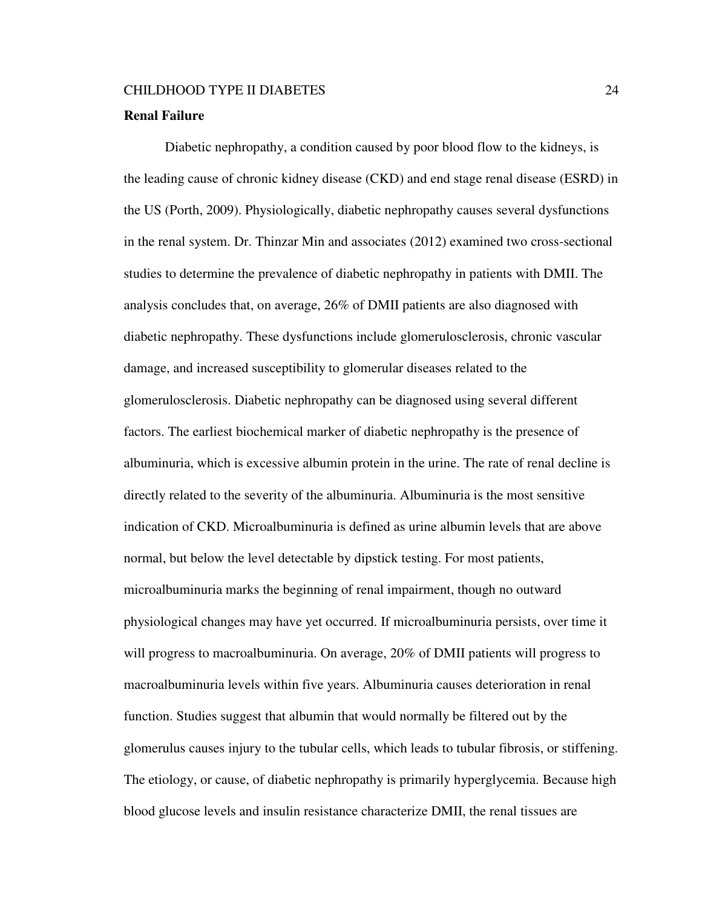**Renal Failure**

Diabetic nephropathy, a condition caused by poor blood flow to the kidneys, is the leading cause of chronic kidney disease (CKD) and end stage renal disease (ESRD) in the US (Porth, 2009). Physiologically, diabetic nephropathy causes several dysfunctions in the renal system. Dr. Thinzar Min and associates (2012) examined two cross-sectional studies to determine the prevalence of diabetic nephropathy in patients with DMII. The analysis concludes that, on average, 26% of DMII patients are also diagnosed with diabetic nephropathy. These dysfunctions include glomerulosclerosis, chronic vascular damage, and increased susceptibility to glomerular diseases related to the glomerulosclerosis. Diabetic nephropathy can be diagnosed using several different factors. The earliest biochemical marker of diabetic nephropathy is the presence of albuminuria, which is excessive albumin protein in the urine. The rate of renal decline is directly related to the severity of the albuminuria. Albuminuria is the most sensitive indication of CKD. Microalbuminuria is defined as urine albumin levels that are above normal, but below the level detectable by dipstick testing. For most patients, microalbuminuria marks the beginning of renal impairment, though no outward physiological changes may have yet occurred. If microalbuminuria persists, over time it will progress to macroalbuminuria. On average, 20% of DMII patients will progress to macroalbuminuria levels within five years. Albuminuria causes deterioration in renal function. Studies suggest that albumin that would normally be filtered out by the glomerulus causes injury to the tubular cells, which leads to tubular fibrosis, or stiffening. The etiology, or cause, of diabetic nephropathy is primarily hyperglycemia. Because high blood glucose levels and insulin resistance characterize DMII, the renal tissues are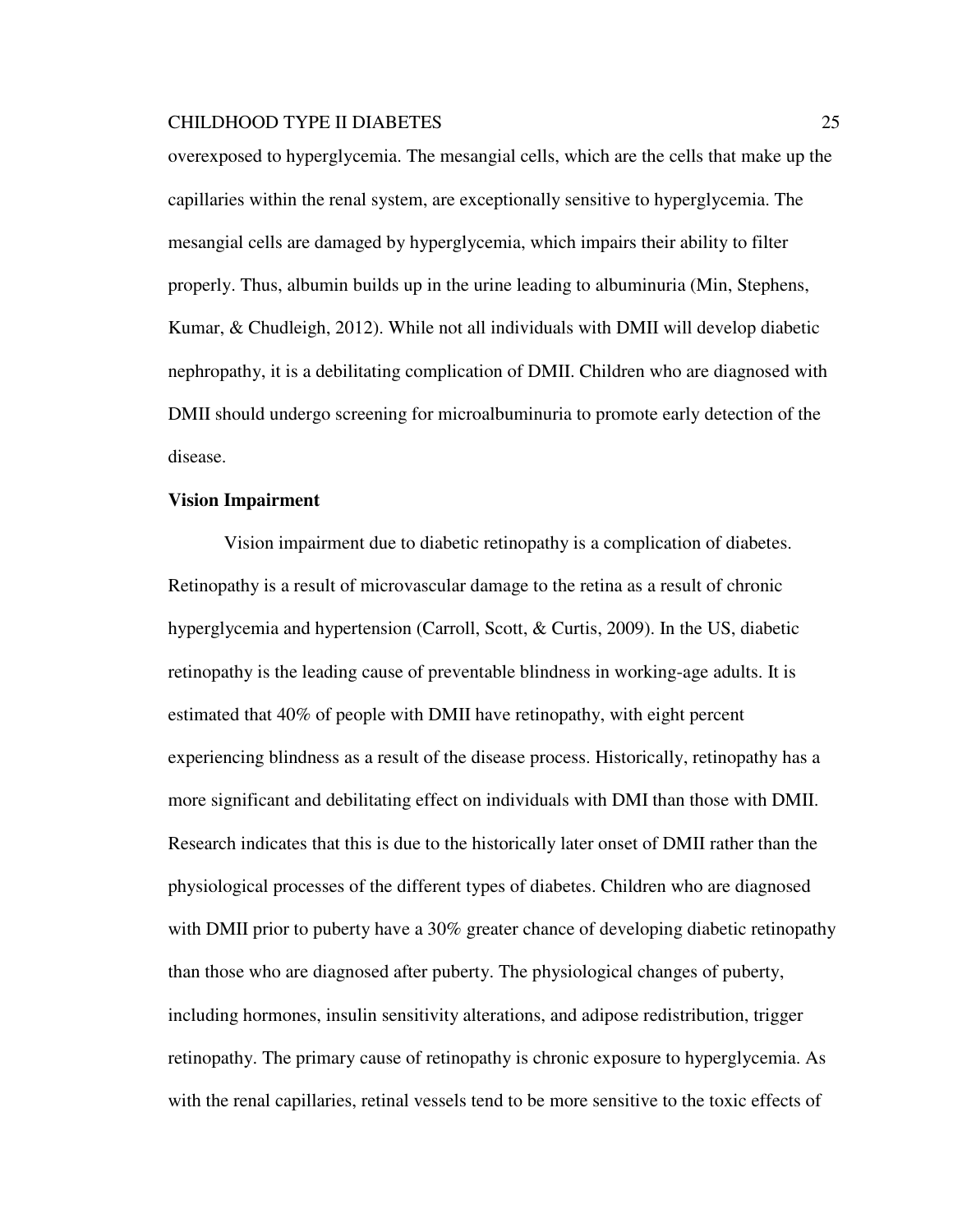overexposed to hyperglycemia. The mesangial cells, which are the cells that make up the capillaries within the renal system, are exceptionally sensitive to hyperglycemia. The mesangial cells are damaged by hyperglycemia, which impairs their ability to filter properly. Thus, albumin builds up in the urine leading to albuminuria (Min, Stephens, Kumar, & Chudleigh, 2012). While not all individuals with DMII will develop diabetic nephropathy, it is a debilitating complication of DMII. Children who are diagnosed with DMII should undergo screening for microalbuminuria to promote early detection of the disease.

**Vision Impairment**

Vision impairment due to diabetic retinopathy is a complication of diabetes. Retinopathy is a result of microvascular damage to the retina as a result of chronic hyperglycemia and hypertension (Carroll, Scott, & Curtis, 2009). In the US, diabetic retinopathy is the leading cause of preventable blindness in working-age adults. It is estimated that 40% of people with DMII have retinopathy, with eight percent experiencing blindness as a result of the disease process. Historically, retinopathy has a more significant and debilitating effect on individuals with DMI than those with DMII. Research indicates that this is due to the historically later onset of DMII rather than the physiological processes of the different types of diabetes. Children who are diagnosed with DMII prior to puberty have a 30% greater chance of developing diabetic retinopathy than those who are diagnosed after puberty. The physiological changes of puberty, including hormones, insulin sensitivity alterations, and adipose redistribution, trigger retinopathy. The primary cause of retinopathy is chronic exposure to hyperglycemia. As with the renal capillaries, retinal vessels tend to be more sensitive to the toxic effects of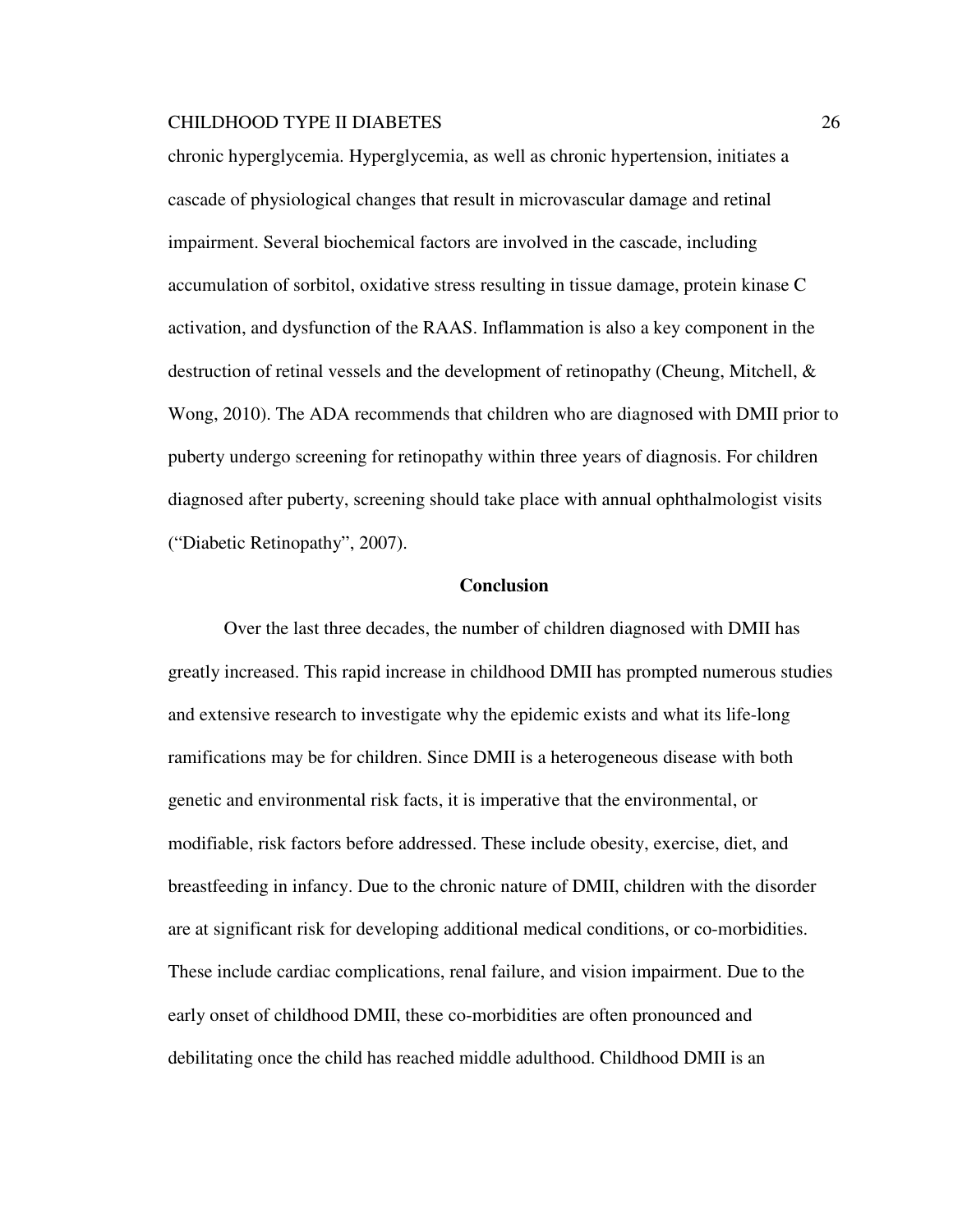chronic hyperglycemia. Hyperglycemia, as well as chronic hypertension, initiates a cascade of physiological changes that result in microvascular damage and retinal impairment. Several biochemical factors are involved in the cascade, including accumulation of sorbitol, oxidative stress resulting in tissue damage, protein kinase C activation, and dysfunction of the RAAS. Inflammation is also a key component in the destruction of retinal vessels and the development of retinopathy (Cheung, Mitchell, & Wong, 2010). The ADA recommends that children who are diagnosed with DMII prior to puberty undergo screening for retinopathy within three years of diagnosis. For children diagnosed after puberty, screening should take place with annual ophthalmologist visits ("Diabetic Retinopathy", 2007).

## Conclusion

Over the last three decades, the number of children diagnosed with DMII has greatly increased. This rapid increase in childhood DMII has prompted numerous studies and extensive research to investigate why the epidemic exists and what its life-long ramifications may be for children. Since DMII is a heterogeneous disease with both genetic and environmental risk facts, it is imperative that the environmental, or modifiable, risk factors before addressed. These include obesity, exercise, diet, and breastfeeding in infancy. Due to the chronic nature of DMII, children with the disorder are at significant risk for developing additional medical conditions, or co-morbidities. These include cardiac complications, renal failure, and vision impairment. Due to the early onset of childhood DMII, these co-morbidities are often pronounced and debilitating once the child has reached middle adulthood. Childhood DMII is an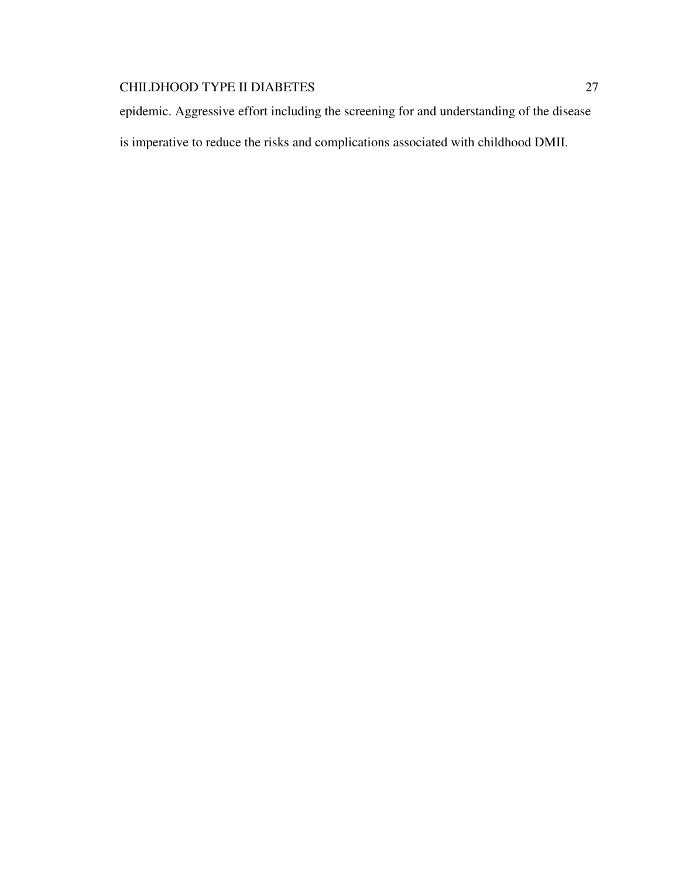epidemic. Aggressive effort including the screening for and understanding of the disease is imperative to reduce the risks and complications associated with childhood DMII.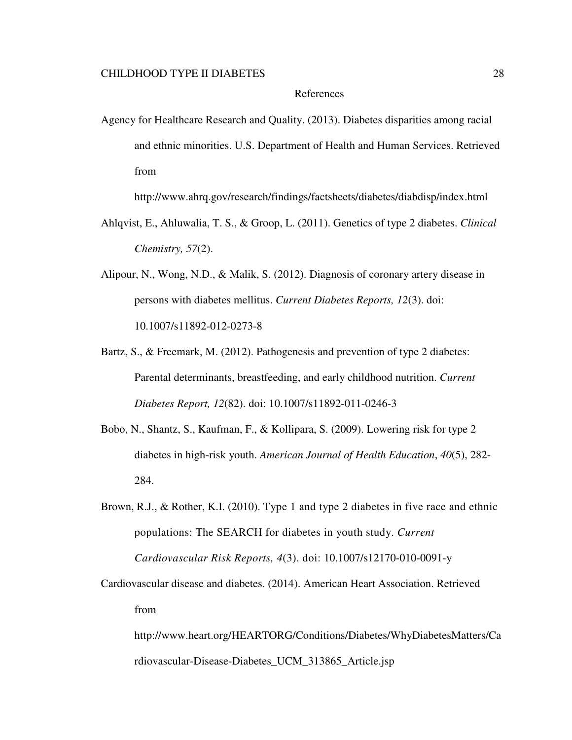# References

Agency for Healthcare Research and Quality. (2013). Diabetes disparities among racial and ethnic minorities. U.S. Department of Health and Human Services. Retrieved from http://www.ahrq.gov/research/findings/factsheets/diabetes/diabdisp/index.html

Ahlqvist, E., Ahluwalia, T. S., & Groop, L. (2011). Genetics of type 2 diabetes. *Clinical Chemistry, 57*(2).

Alipour, N., Wong, N.D., & Malik, S. (2012). Diagnosis of coronary artery disease in persons with diabetes mellitus. *Current Diabetes Reports, 12*(3). doi: 10.1007/s11892-012-0273-8

Bartz, S., & Freemark, M. (2012). Pathogenesis and prevention of type 2 diabetes: Parental determinants, breastfeeding, and early childhood nutrition. *Current Diabetes Report, 12*(82). doi: 10.1007/s11892-011-0246-3

Bobo, N., Shantz, S., Kaufman, F., & Kollipara, S. (2009). Lowering risk for type 2 diabetes in high-risk youth. *American Journal of Health Education*, *40*(5), 282-284.

Brown, R.J., & Rother, K.I. (2010). Type 1 and type 2 diabetes in five race and ethnic populations: The SEARCH for diabetes in youth study. *Current Cardiovascular Risk Reports, 4*(3). doi: 10.1007/s12170-010-0091-y

Cardiovascular disease and diabetes. (2014). American Heart Association. Retrieved from http://www.heart.org/HEARTORG/Conditions/Diabetes/WhyDiabetesMatters/Cardiovascular-Disease-Diabetes_UCM_313865_Article.jsp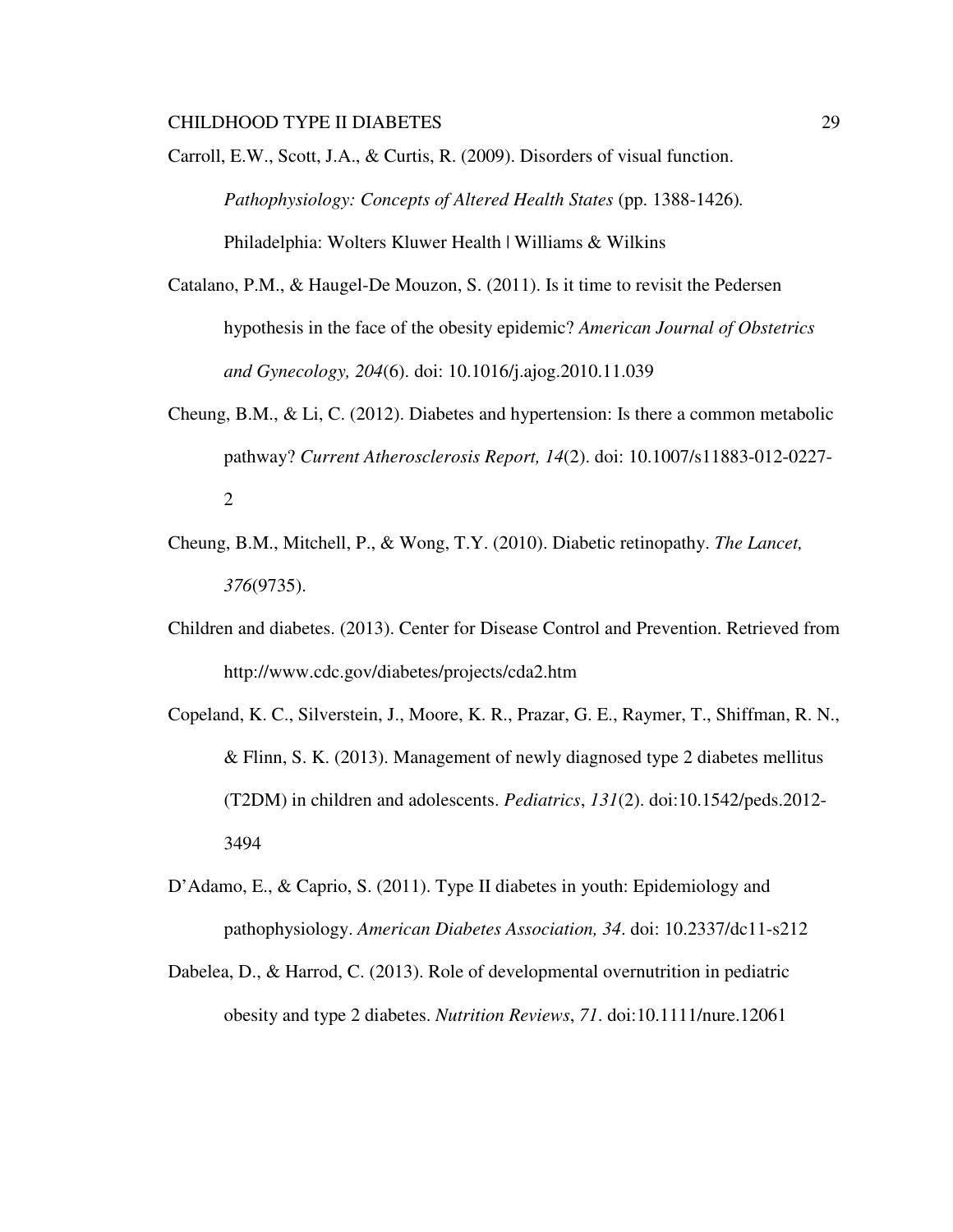Carroll, E.W., Scott, J.A., & Curtis, R. (2009). Disorders of visual function. *Pathophysiology: Concepts of Altered Health States* (pp. 1388-1426). Philadelphia: Wolters Kluwer Health | Williams & Wilkins

Catalano, P.M., & Haugel-De Mouzon, S. (2011). Is it time to revisit the Pedersen hypothesis in the face of the obesity epidemic? *American Journal of Obstetrics and Gynecology, 204*(6). doi: 10.1016/j.ajog.2010.11.039

Cheung, B.M., & Li, C. (2012). Diabetes and hypertension: Is there a common metabolic pathway? *Current Atherosclerosis Report, 14*(2). doi: 10.1007/s11883-012-0227-2

Cheung, B.M., Mitchell, P., & Wong, T.Y. (2010). Diabetic retinopathy. *The Lancet, 376*(9735).

Children and diabetes. (2013). Center for Disease Control and Prevention. Retrieved from http://www.cdc.gov/diabetes/projects/cda2.htm

Copeland, K. C., Silverstein, J., Moore, K. R., Prazar, G. E., Raymer, T., Shiffman, R. N., & Flinn, S. K. (2013). Management of newly diagnosed type 2 diabetes mellitus (T2DM) in children and adolescents. *Pediatrics*, *131*(2). doi:10.1542/peds.2012-3494

D'Adamo, E., & Caprio, S. (2011). Type II diabetes in youth: Epidemiology and pathophysiology. *American Diabetes Association, 34*. doi: 10.2337/dc11-s212

Dabelea, D., & Harrod, C. (2013). Role of developmental overnutrition in pediatric obesity and type 2 diabetes. *Nutrition Reviews*, *71*. doi:10.1111/nure.12061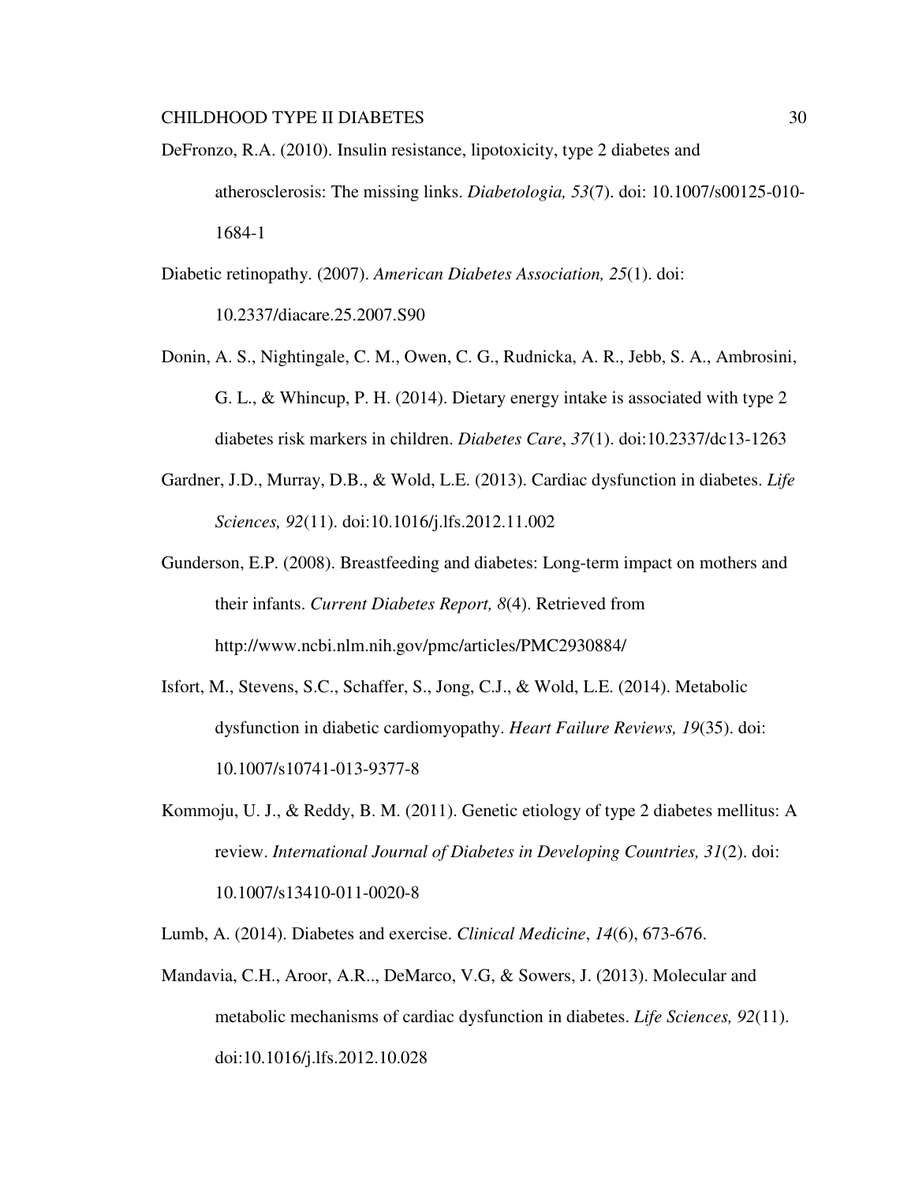DeFronzo, R.A. (2010). Insulin resistance, lipotoxicity, type 2 diabetes and atherosclerosis: The missing links. *Diabetologia, 53*(7). doi: 10.1007/s00125-010-1684-1

Diabetic retinopathy. (2007). *American Diabetes Association, 25*(1). doi: 10.2337/diacare.25.2007.S90

Donin, A. S., Nightingale, C. M., Owen, C. G., Rudnicka, A. R., Jebb, S. A., Ambrosini, G. L., & Whincup, P. H. (2014). Dietary energy intake is associated with type 2 diabetes risk markers in children. *Diabetes Care*, *37*(1). doi:10.2337/dc13-1263

Gardner, J.D., Murray, D.B., & Wold, L.E. (2013). Cardiac dysfunction in diabetes. *Life Sciences, 92*(11). doi:10.1016/j.lfs.2012.11.002

Gunderson, E.P. (2008). Breastfeeding and diabetes: Long-term impact on mothers and their infants. *Current Diabetes Report, 8*(4). Retrieved from http://www.ncbi.nlm.nih.gov/pmc/articles/PMC2930884/

Isfort, M., Stevens, S.C., Schaffer, S., Jong, C.J., & Wold, L.E. (2014). Metabolic dysfunction in diabetic cardiomyopathy. *Heart Failure Reviews, 19*(35). doi: 10.1007/s10741-013-9377-8

Kommoju, U. J., & Reddy, B. M. (2011). Genetic etiology of type 2 diabetes mellitus: A review. *International Journal of Diabetes in Developing Countries, 31*(2). doi: 10.1007/s13410-011-0020-8

Lumb, A. (2014). Diabetes and exercise. *Clinical Medicine*, *14*(6), 673-676.

Mandavia, C.H., Aroor, A.R.., DeMarco, V.G, & Sowers, J. (2013). Molecular and metabolic mechanisms of cardiac dysfunction in diabetes. *Life Sciences, 92*(11). doi:10.1016/j.lfs.2012.10.028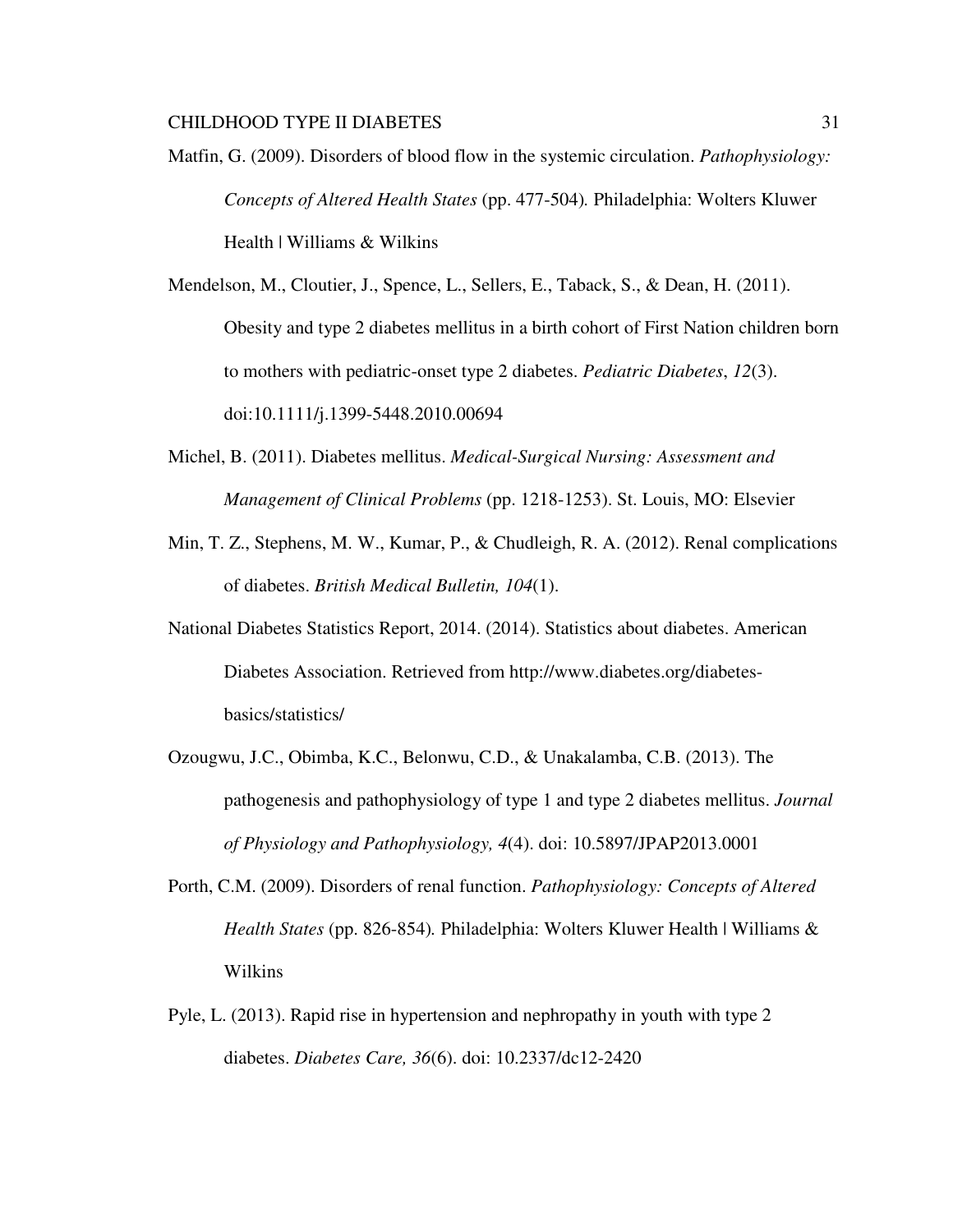Matfin, G. (2009). Disorders of blood flow in the systemic circulation. *Pathophysiology: Concepts of Altered Health States* (pp. 477-504). Philadelphia: Wolters Kluwer Health | Williams & Wilkins

Mendelson, M., Cloutier, J., Spence, L., Sellers, E., Taback, S., & Dean, H. (2011). Obesity and type 2 diabetes mellitus in a birth cohort of First Nation children born to mothers with pediatric-onset type 2 diabetes. *Pediatric Diabetes*, *12*(3). doi:10.1111/j.1399-5448.2010.00694

Michel, B. (2011). Diabetes mellitus. *Medical-Surgical Nursing: Assessment and Management of Clinical Problems* (pp. 1218-1253). St. Louis, MO: Elsevier

Min, T. Z., Stephens, M. W., Kumar, P., & Chudleigh, R. A. (2012). Renal complications of diabetes. *British Medical Bulletin, 104*(1).

National Diabetes Statistics Report, 2014. (2014). Statistics about diabetes. American Diabetes Association. Retrieved from http://www.diabetes.org/diabetes-basics/statistics/

Ozougwu, J.C., Obimba, K.C., Belonwu, C.D., & Unakalamba, C.B. (2013). The pathogenesis and pathophysiology of type 1 and type 2 diabetes mellitus. *Journal of Physiology and Pathophysiology, 4*(4). doi: 10.5897/JPAP2013.0001

Porth, C.M. (2009). Disorders of renal function. *Pathophysiology: Concepts of Altered Health States* (pp. 826-854). Philadelphia: Wolters Kluwer Health | Williams & Wilkins

Pyle, L. (2013). Rapid rise in hypertension and nephropathy in youth with type 2 diabetes. *Diabetes Care, 36*(6). doi: 10.2337/dc12-2420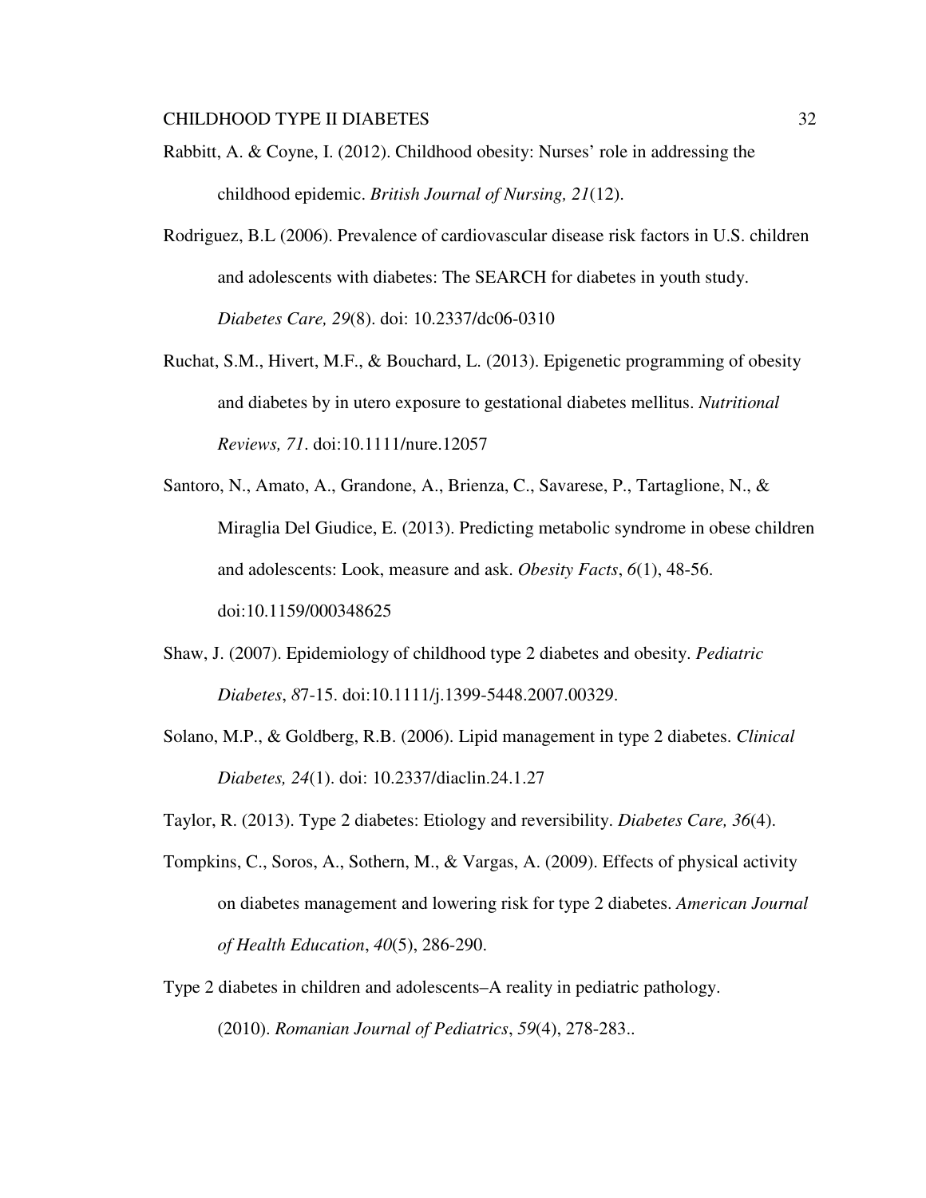Rabbitt, A. & Coyne, I. (2012). Childhood obesity: Nurses' role in addressing the childhood epidemic. *British Journal of Nursing, 21*(12).

Rodriguez, B.L (2006). Prevalence of cardiovascular disease risk factors in U.S. children and adolescents with diabetes: The SEARCH for diabetes in youth study. *Diabetes Care, 29*(8). doi: 10.2337/dc06-0310

Ruchat, S.M., Hivert, M.F., & Bouchard, L. (2013). Epigenetic programming of obesity and diabetes by in utero exposure to gestational diabetes mellitus. *Nutritional Reviews, 71*. doi:10.1111/nure.12057

Santoro, N., Amato, A., Grandone, A., Brienza, C., Savarese, P., Tartaglione, N., & Miraglia Del Giudice, E. (2013). Predicting metabolic syndrome in obese children and adolescents: Look, measure and ask. *Obesity Facts*, *6*(1), 48-56. doi:10.1159/000348625

Shaw, J. (2007). Epidemiology of childhood type 2 diabetes and obesity. *Pediatric Diabetes*, *8*7-15. doi:10.1111/j.1399-5448.2007.00329.

Solano, M.P., & Goldberg, R.B. (2006). Lipid management in type 2 diabetes. *Clinical Diabetes, 24*(1). doi: 10.2337/diaclin.24.1.27

Taylor, R. (2013). Type 2 diabetes: Etiology and reversibility. *Diabetes Care, 36*(4).

Tompkins, C., Soros, A., Sothern, M., & Vargas, A. (2009). Effects of physical activity on diabetes management and lowering risk for type 2 diabetes. *American Journal of Health Education*, *40*(5), 286-290.

Type 2 diabetes in children and adolescents–A reality in pediatric pathology. (2010). *Romanian Journal of Pediatrics*, *59*(4), 278-283..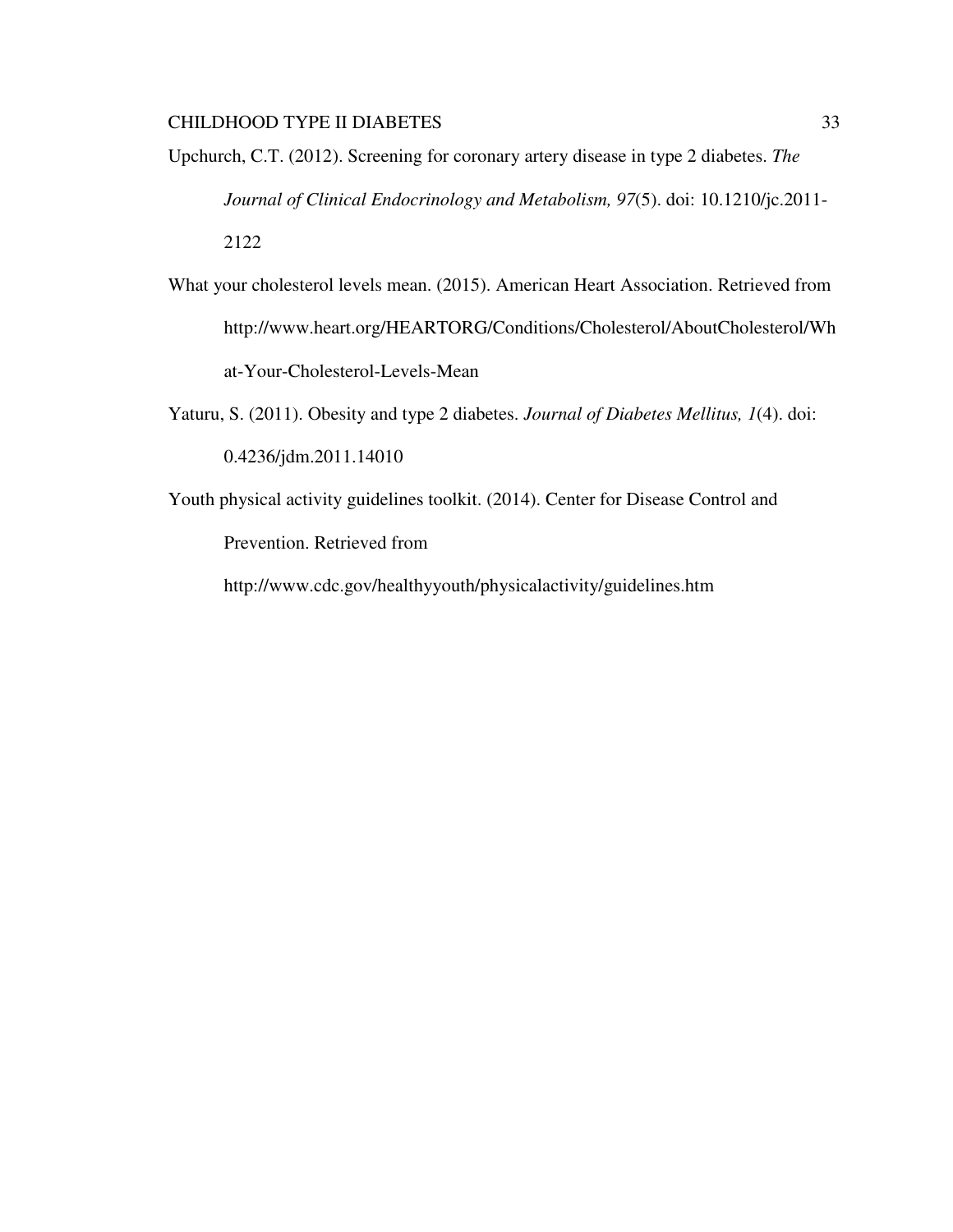Upchurch, C.T. (2012). Screening for coronary artery disease in type 2 diabetes. *The Journal of Clinical Endocrinology and Metabolism, 97*(5). doi: 10.1210/jc.2011-2122

What your cholesterol levels mean. (2015). American Heart Association. Retrieved from http://www.heart.org/HEARTORG/Conditions/Cholesterol/AboutCholesterol/What-Your-Cholesterol-Levels-Mean

Yaturu, S. (2011). Obesity and type 2 diabetes. *Journal of Diabetes Mellitus, 1*(4). doi: 0.4236/jdm.2011.14010

Youth physical activity guidelines toolkit. (2014). Center for Disease Control and Prevention. Retrieved from http://www.cdc.gov/healthyyouth/physicalactivity/guidelines.htm